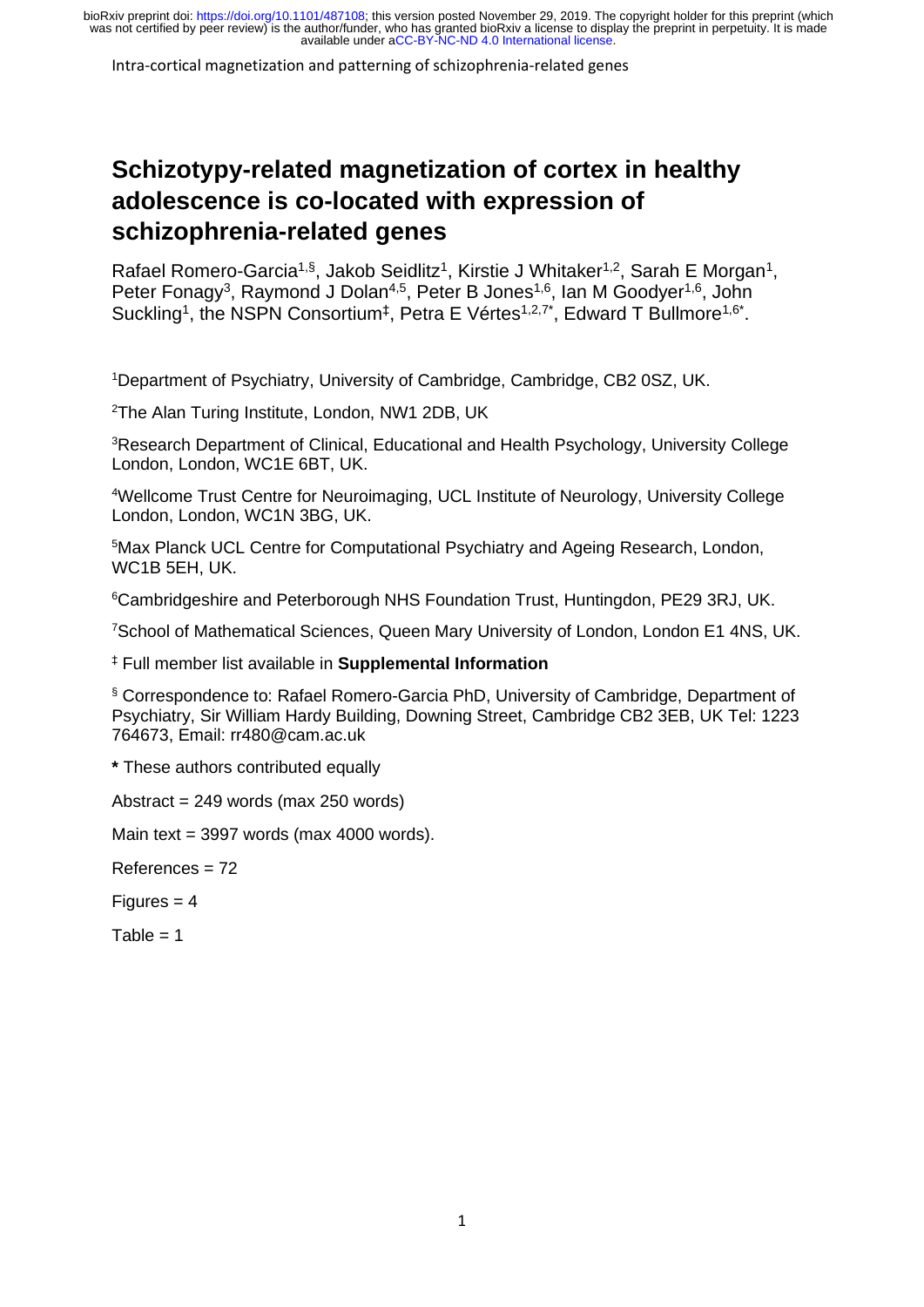# Schizotypy-related magnetization of cortex in healthy adolescence is co-located with expression of schizophrenia-related genes

Rafael Romero-Garcia[1,§], Jakob Seidlitz[1], Kirstie J Whitaker[1,2], Sarah E Morgan[1], Peter Fonagy[3], Raymond J Dolan[4,5], Peter B Jones[1,6], Ian M Goodyer[1,6], John Suckling[1], the NSPN Consortium[‡], Petra E Vértes[1,2,7*], Edward T Bullmore[1,6*].

[1]Department of Psychiatry, University of Cambridge, Cambridge, CB2 0SZ, UK.

[2]The Alan Turing Institute, London, NW1 2DB, UK

[3]Research Department of Clinical, Educational and Health Psychology, University College London, London, WC1E 6BT, UK.

[4]Wellcome Trust Centre for Neuroimaging, UCL Institute of Neurology, University College London, London, WC1N 3BG, UK.

[5]Max Planck UCL Centre for Computational Psychiatry and Ageing Research, London, WC1B 5EH, UK.

[6]Cambridgeshire and Peterborough NHS Foundation Trust, Huntingdon, PE29 3RJ, UK.

[7]School of Mathematical Sciences, Queen Mary University of London, London E1 4NS, UK.

[‡] Full member list available in **Supplemental Information**

[§] Correspondence to: Rafael Romero-Garcia PhD, University of Cambridge, Department of Psychiatry, Sir William Hardy Building, Downing Street, Cambridge CB2 3EB, UK Tel: 1223 764673, Email: rr480@cam.ac.uk

**\*** These authors contributed equally

Abstract = 249 words (max 250 words)

Main text = 3997 words (max 4000 words).

References = 72

Figures = 4

Table = 1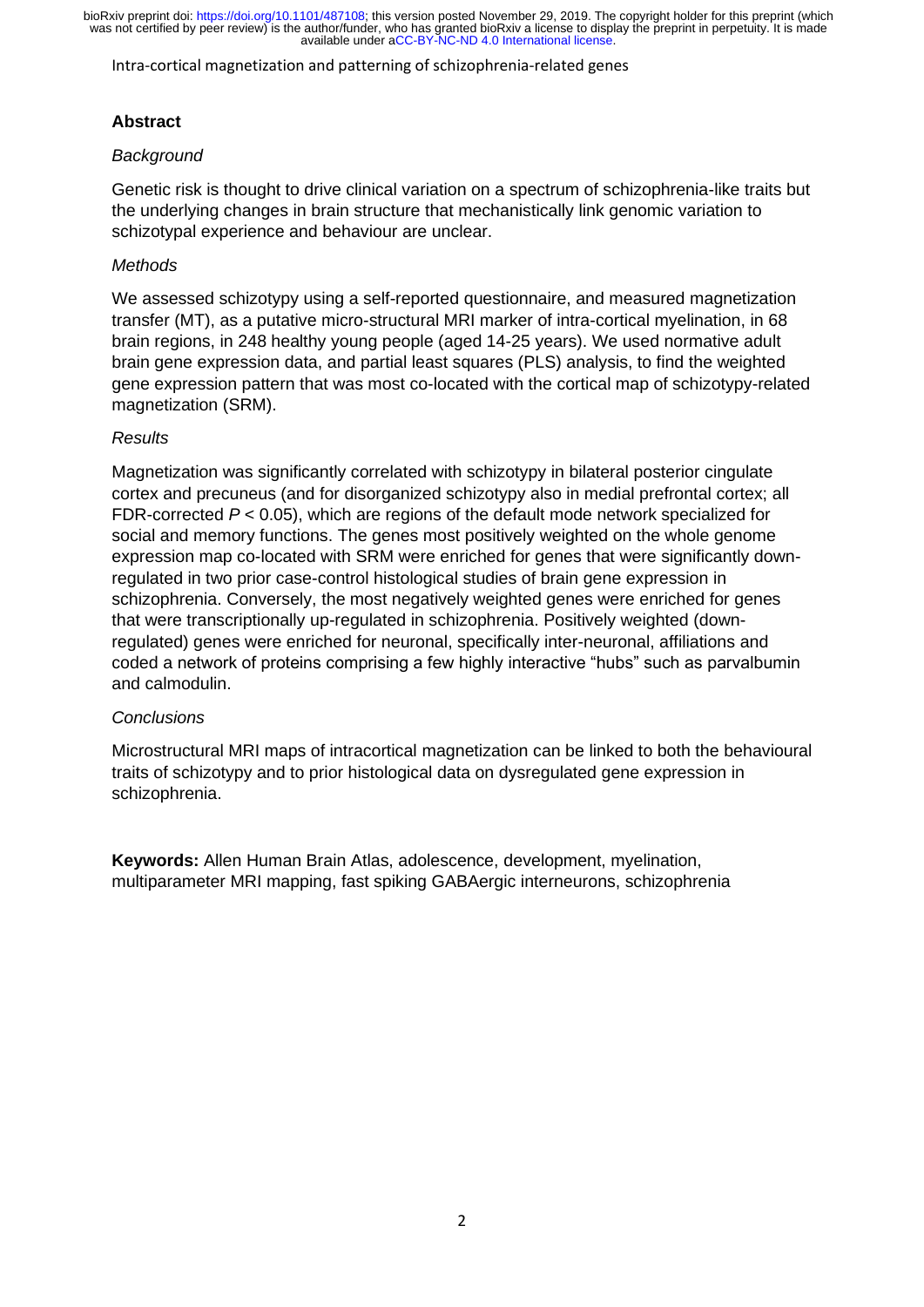## Abstract

*Background*

Genetic risk is thought to drive clinical variation on a spectrum of schizophrenia-like traits but the underlying changes in brain structure that mechanistically link genomic variation to schizotypal experience and behaviour are unclear.

*Methods*

We assessed schizotypy using a self-reported questionnaire, and measured magnetization transfer (MT), as a putative micro-structural MRI marker of intra-cortical myelination, in 68 brain regions, in 248 healthy young people (aged 14-25 years). We used normative adult brain gene expression data, and partial least squares (PLS) analysis, to find the weighted gene expression pattern that was most co-located with the cortical map of schizotypy-related magnetization (SRM).

*Results*

Magnetization was significantly correlated with schizotypy in bilateral posterior cingulate cortex and precuneus (and for disorganized schizotypy also in medial prefrontal cortex; all FDR-corrected $P < 0.05$), which are regions of the default mode network specialized for social and memory functions. The genes most positively weighted on the whole genome expression map co-located with SRM were enriched for genes that were significantly down-regulated in two prior case-control histological studies of brain gene expression in schizophrenia. Conversely, the most negatively weighted genes were enriched for genes that were transcriptionally up-regulated in schizophrenia. Positively weighted (down-regulated) genes were enriched for neuronal, specifically inter-neuronal, affiliations and coded a network of proteins comprising a few highly interactive "hubs" such as parvalbumin and calmodulin.

*Conclusions*

Microstructural MRI maps of intracortical magnetization can be linked to both the behavioural traits of schizotypy and to prior histological data on dysregulated gene expression in schizophrenia.

**Keywords:** Allen Human Brain Atlas, adolescence, development, myelination, multiparameter MRI mapping, fast spiking GABAergic interneurons, schizophrenia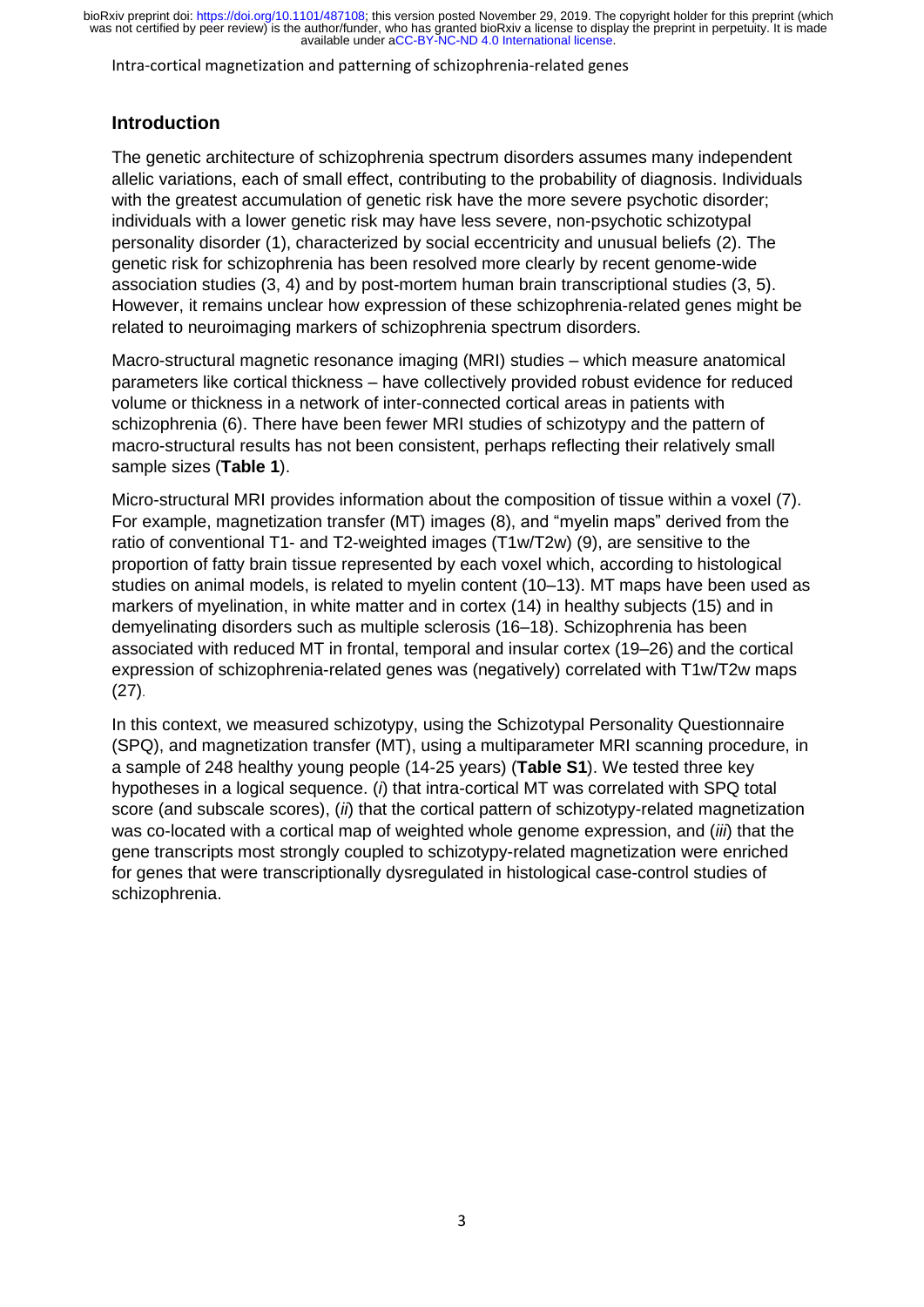## Introduction

The genetic architecture of schizophrenia spectrum disorders assumes many independent allelic variations, each of small effect, contributing to the probability of diagnosis. Individuals with the greatest accumulation of genetic risk have the more severe psychotic disorder; individuals with a lower genetic risk may have less severe, non-psychotic schizotypal personality disorder (1), characterized by social eccentricity and unusual beliefs (2). The genetic risk for schizophrenia has been resolved more clearly by recent genome-wide association studies (3, 4) and by post-mortem human brain transcriptional studies (3, 5). However, it remains unclear how expression of these schizophrenia-related genes might be related to neuroimaging markers of schizophrenia spectrum disorders.

Macro-structural magnetic resonance imaging (MRI) studies – which measure anatomical parameters like cortical thickness – have collectively provided robust evidence for reduced volume or thickness in a network of inter-connected cortical areas in patients with schizophrenia (6). There have been fewer MRI studies of schizotypy and the pattern of macro-structural results has not been consistent, perhaps reflecting their relatively small sample sizes (**Table 1**).

Micro-structural MRI provides information about the composition of tissue within a voxel (7). For example, magnetization transfer (MT) images (8), and "myelin maps" derived from the ratio of conventional T1- and T2-weighted images (T1w/T2w) (9), are sensitive to the proportion of fatty brain tissue represented by each voxel which, according to histological studies on animal models, is related to myelin content (10–13). MT maps have been used as markers of myelination, in white matter and in cortex (14) in healthy subjects (15) and in demyelinating disorders such as multiple sclerosis (16–18). Schizophrenia has been associated with reduced MT in frontal, temporal and insular cortex (19–26) and the cortical expression of schizophrenia-related genes was (negatively) correlated with T1w/T2w maps (27).

In this context, we measured schizotypy, using the Schizotypal Personality Questionnaire (SPQ), and magnetization transfer (MT), using a multiparameter MRI scanning procedure, in a sample of 248 healthy young people (14-25 years) (**Table S1**). We tested three key hypotheses in a logical sequence. (*i*) that intra-cortical MT was correlated with SPQ total score (and subscale scores), (*ii*) that the cortical pattern of schizotypy-related magnetization was co-located with a cortical map of weighted whole genome expression, and (*iii*) that the gene transcripts most strongly coupled to schizotypy-related magnetization were enriched for genes that were transcriptionally dysregulated in histological case-control studies of schizophrenia.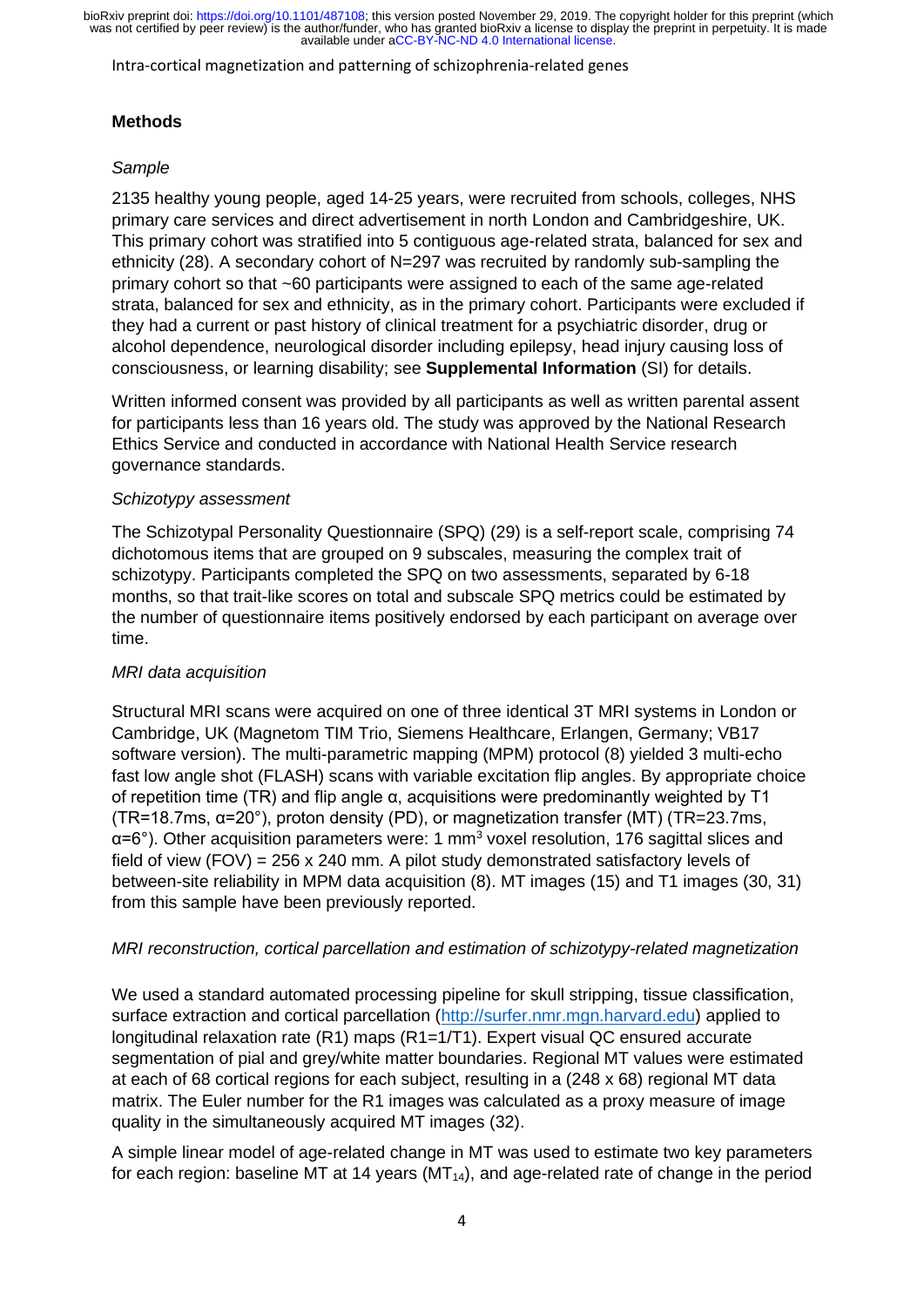## Methods

*Sample*

2135 healthy young people, aged 14-25 years, were recruited from schools, colleges, NHS primary care services and direct advertisement in north London and Cambridgeshire, UK. This primary cohort was stratified into 5 contiguous age-related strata, balanced for sex and ethnicity (28). A secondary cohort of N=297 was recruited by randomly sub-sampling the primary cohort so that ~60 participants were assigned to each of the same age-related strata, balanced for sex and ethnicity, as in the primary cohort. Participants were excluded if they had a current or past history of clinical treatment for a psychiatric disorder, drug or alcohol dependence, neurological disorder including epilepsy, head injury causing loss of consciousness, or learning disability; see **Supplemental Information** (SI) for details.

Written informed consent was provided by all participants as well as written parental assent for participants less than 16 years old. The study was approved by the National Research Ethics Service and conducted in accordance with National Health Service research governance standards.

*Schizotypy assessment*

The Schizotypal Personality Questionnaire (SPQ) (29) is a self-report scale, comprising 74 dichotomous items that are grouped on 9 subscales, measuring the complex trait of schizotypy. Participants completed the SPQ on two assessments, separated by 6-18 months, so that trait-like scores on total and subscale SPQ metrics could be estimated by the number of questionnaire items positively endorsed by each participant on average over time.

*MRI data acquisition*

Structural MRI scans were acquired on one of three identical 3T MRI systems in London or Cambridge, UK (Magnetom TIM Trio, Siemens Healthcare, Erlangen, Germany; VB17 software version). The multi-parametric mapping (MPM) protocol (8) yielded 3 multi-echo fast low angle shot (FLASH) scans with variable excitation flip angles. By appropriate choice of repetition time (TR) and flip angle α, acquisitions were predominantly weighted by T1 (TR=18.7ms, α=20°), proton density (PD), or magnetization transfer (MT) (TR=23.7ms, α=6°). Other acquisition parameters were: 1 mm$^3$ voxel resolution, 176 sagittal slices and field of view (FOV) = 256 x 240 mm. A pilot study demonstrated satisfactory levels of between-site reliability in MPM data acquisition (8). MT images (15) and T1 images (30, 31) from this sample have been previously reported.

*MRI reconstruction, cortical parcellation and estimation of schizotypy-related magnetization*

We used a standard automated processing pipeline for skull stripping, tissue classification, surface extraction and cortical parcellation (http://surfer.nmr.mgn.harvard.edu) applied to longitudinal relaxation rate (R1) maps (R1=1/T1). Expert visual QC ensured accurate segmentation of pial and grey/white matter boundaries. Regional MT values were estimated at each of 68 cortical regions for each subject, resulting in a (248 x 68) regional MT data matrix. The Euler number for the R1 images was calculated as a proxy measure of image quality in the simultaneously acquired MT images (32).

A simple linear model of age-related change in MT was used to estimate two key parameters for each region: baseline MT at 14 years ($MT_{14}$), and age-related rate of change in the period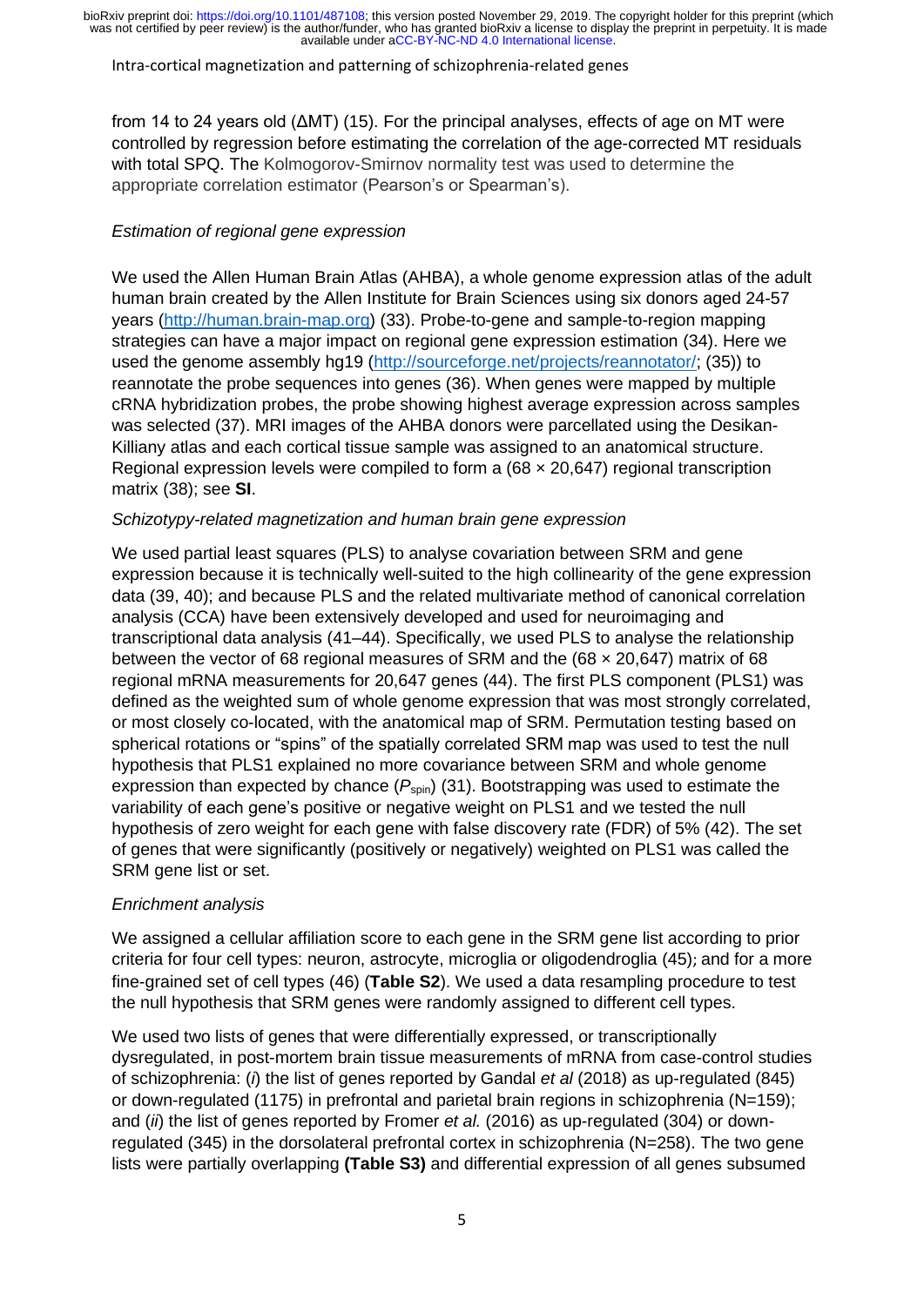from 14 to 24 years old (ΔMT) (15). For the principal analyses, effects of age on MT were controlled by regression before estimating the correlation of the age-corrected MT residuals with total SPQ. The Kolmogorov-Smirnov normality test was used to determine the appropriate correlation estimator (Pearson's or Spearman's).

*Estimation of regional gene expression*

We used the Allen Human Brain Atlas (AHBA), a whole genome expression atlas of the adult human brain created by the Allen Institute for Brain Sciences using six donors aged 24-57 years (http://human.brain-map.org) (33). Probe-to-gene and sample-to-region mapping strategies can have a major impact on regional gene expression estimation (34). Here we used the genome assembly hg19 (http://sourceforge.net/projects/reannotator/; (35)) to reannotate the probe sequences into genes (36). When genes were mapped by multiple cRNA hybridization probes, the probe showing highest average expression across samples was selected (37). MRI images of the AHBA donors were parcellated using the Desikan-Killiany atlas and each cortical tissue sample was assigned to an anatomical structure. Regional expression levels were compiled to form a (68 × 20,647) regional transcription matrix (38); see **SI**.

*Schizotypy-related magnetization and human brain gene expression*

We used partial least squares (PLS) to analyse covariation between SRM and gene expression because it is technically well-suited to the high collinearity of the gene expression data (39, 40); and because PLS and the related multivariate method of canonical correlation analysis (CCA) have been extensively developed and used for neuroimaging and transcriptional data analysis (41–44). Specifically, we used PLS to analyse the relationship between the vector of 68 regional measures of SRM and the (68 × 20,647) matrix of 68 regional mRNA measurements for 20,647 genes (44). The first PLS component (PLS1) was defined as the weighted sum of whole genome expression that was most strongly correlated, or most closely co-located, with the anatomical map of SRM. Permutation testing based on spherical rotations or "spins" of the spatially correlated SRM map was used to test the null hypothesis that PLS1 explained no more covariance between SRM and whole genome expression than expected by chance ($P_{spin}$) (31). Bootstrapping was used to estimate the variability of each gene's positive or negative weight on PLS1 and we tested the null hypothesis of zero weight for each gene with false discovery rate (FDR) of 5% (42). The set of genes that were significantly (positively or negatively) weighted on PLS1 was called the SRM gene list or set.

*Enrichment analysis*

We assigned a cellular affiliation score to each gene in the SRM gene list according to prior criteria for four cell types: neuron, astrocyte, microglia or oligodendroglia (45); and for a more fine-grained set of cell types (46) (**Table S2**). We used a data resampling procedure to test the null hypothesis that SRM genes were randomly assigned to different cell types.

We used two lists of genes that were differentially expressed, or transcriptionally dysregulated, in post-mortem brain tissue measurements of mRNA from case-control studies of schizophrenia: (*i*) the list of genes reported by Gandal *et al* (2018) as up-regulated (845) or down-regulated (1175) in prefrontal and parietal brain regions in schizophrenia (N=159); and (*ii*) the list of genes reported by Fromer *et al.* (2016) as up-regulated (304) or down-regulated (345) in the dorsolateral prefrontal cortex in schizophrenia (N=258). The two gene lists were partially overlapping **(Table S3)** and differential expression of all genes subsumed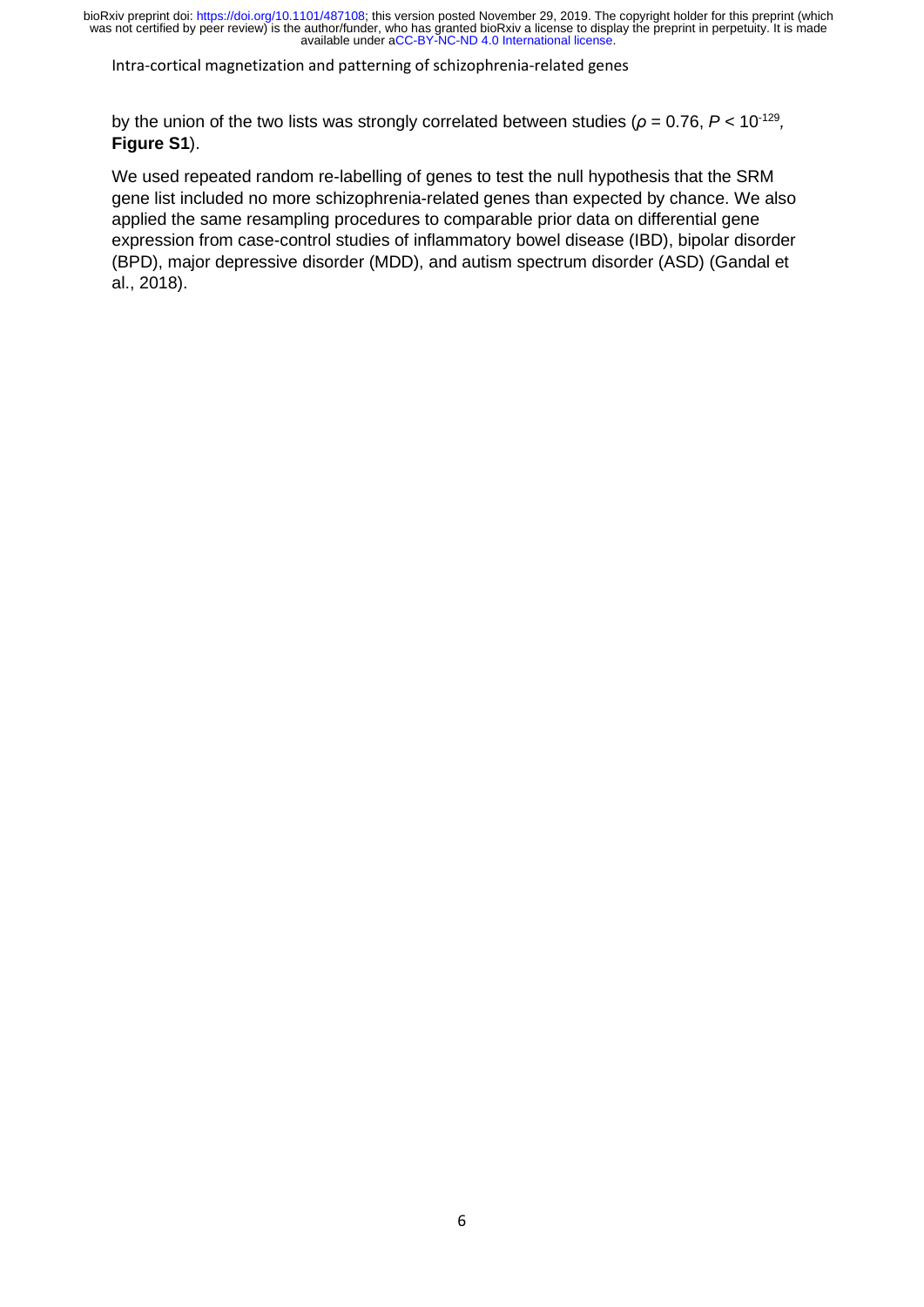by the union of the two lists was strongly correlated between studies ($\rho = 0.76$, $P < 10^{-129}$, **Figure S1**).

We used repeated random re-labelling of genes to test the null hypothesis that the SRM gene list included no more schizophrenia-related genes than expected by chance. We also applied the same resampling procedures to comparable prior data on differential gene expression from case-control studies of inflammatory bowel disease (IBD), bipolar disorder (BPD), major depressive disorder (MDD), and autism spectrum disorder (ASD) (Gandal et al., 2018).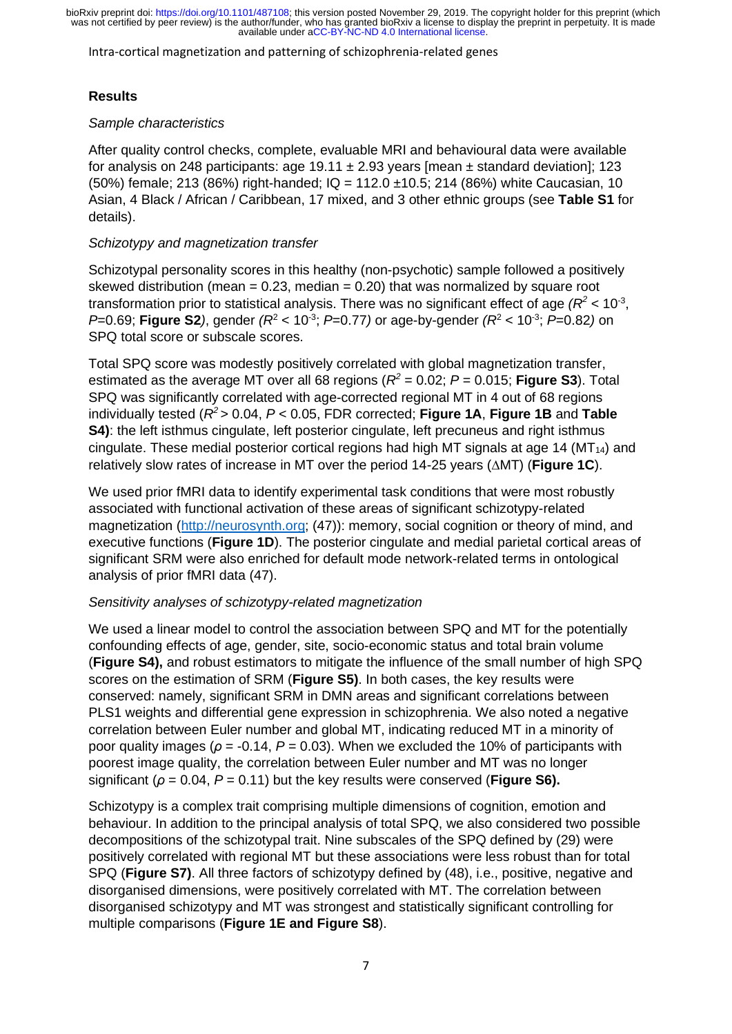## Results

*Sample characteristics*

After quality control checks, complete, evaluable MRI and behavioural data were available for analysis on 248 participants: age 19.11 ± 2.93 years [mean ± standard deviation]; 123 (50%) female; 213 (86%) right-handed; IQ = 112.0 ±10.5; 214 (86%) white Caucasian, 10 Asian, 4 Black / African / Caribbean, 17 mixed, and 3 other ethnic groups (see **Table S1** for details).

*Schizotypy and magnetization transfer*

Schizotypal personality scores in this healthy (non-psychotic) sample followed a positively skewed distribution (mean = 0.23, median = 0.20) that was normalized by square root transformation prior to statistical analysis. There was no significant effect of age *(*$R^2 < 10^{-3}$, $P$=0.69; **Figure S2***)*, gender *(*$R^2 < 10^{-3}$; $P$=0.77*)* or age-by-gender *(*$R^2 < 10^{-3}$; $P$=0.82*)* on SPQ total score or subscale scores.

Total SPQ score was modestly positively correlated with global magnetization transfer, estimated as the average MT over all 68 regions ($R^2$ = 0.02; $P$ = 0.015; **Figure S3**). Total SPQ was significantly correlated with age-corrected regional MT in 4 out of 68 regions individually tested ($R^2 > 0.04$, $P < 0.05$, FDR corrected; **Figure 1A**, **Figure 1B** and **Table S4)**: the left isthmus cingulate, left posterior cingulate, left precuneus and right isthmus cingulate. These medial posterior cortical regions had high MT signals at age 14 ($MT_{14}$) and relatively slow rates of increase in MT over the period 14-25 years ($\Delta$MT) (**Figure 1C**).

We used prior fMRI data to identify experimental task conditions that were most robustly associated with functional activation of these areas of significant schizotypy-related magnetization (http://neurosynth.org; (47)): memory, social cognition or theory of mind, and executive functions (**Figure 1D**). The posterior cingulate and medial parietal cortical areas of significant SRM were also enriched for default mode network-related terms in ontological analysis of prior fMRI data (47).

*Sensitivity analyses of schizotypy-related magnetization*

We used a linear model to control the association between SPQ and MT for the potentially confounding effects of age, gender, site, socio-economic status and total brain volume (**Figure S4),** and robust estimators to mitigate the influence of the small number of high SPQ scores on the estimation of SRM (**Figure S5)**. In both cases, the key results were conserved: namely, significant SRM in DMN areas and significant correlations between PLS1 weights and differential gene expression in schizophrenia. We also noted a negative correlation between Euler number and global MT, indicating reduced MT in a minority of poor quality images ($\rho$ = -0.14, $P$ = 0.03). When we excluded the 10% of participants with poorest image quality, the correlation between Euler number and MT was no longer significant ($\rho$ = 0.04, $P$ = 0.11) but the key results were conserved (**Figure S6).**

Schizotypy is a complex trait comprising multiple dimensions of cognition, emotion and behaviour. In addition to the principal analysis of total SPQ, we also considered two possible decompositions of the schizotypal trait. Nine subscales of the SPQ defined by (29) were positively correlated with regional MT but these associations were less robust than for total SPQ (**Figure S7)**. All three factors of schizotypy defined by (48), i.e., positive, negative and disorganised dimensions, were positively correlated with MT. The correlation between disorganised schizotypy and MT was strongest and statistically significant controlling for multiple comparisons (**Figure 1E and Figure S8**).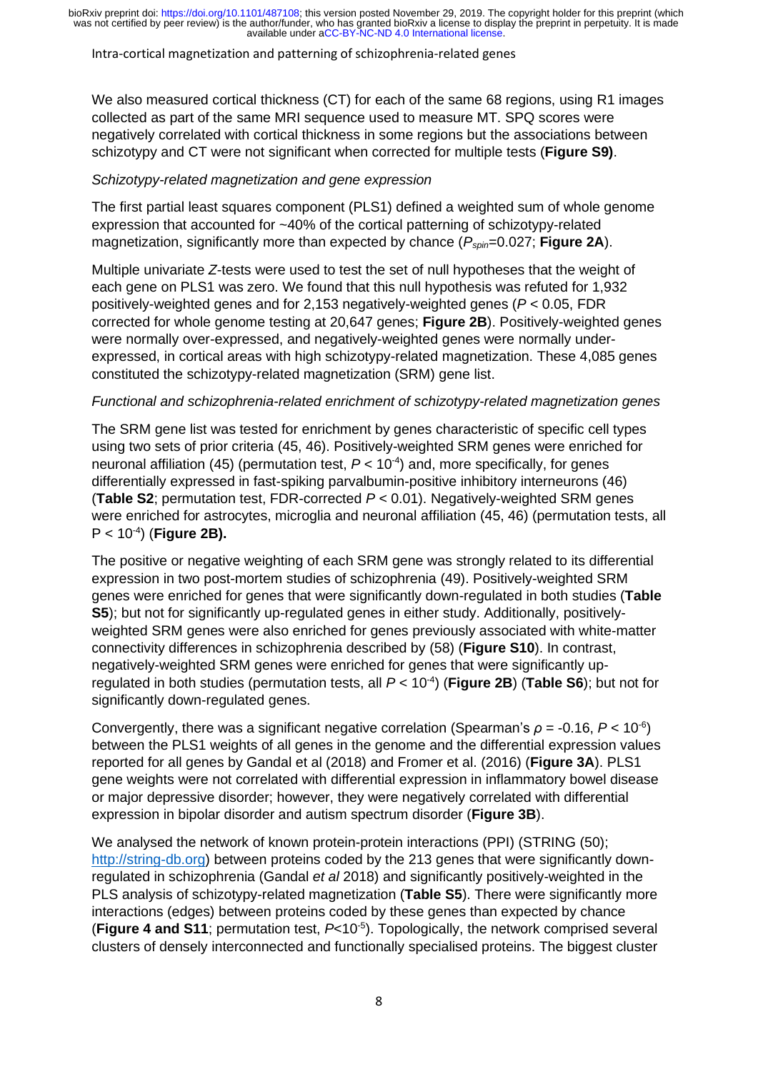We also measured cortical thickness (CT) for each of the same 68 regions, using R1 images collected as part of the same MRI sequence used to measure MT. SPQ scores were negatively correlated with cortical thickness in some regions but the associations between schizotypy and CT were not significant when corrected for multiple tests (**Figure S9)**.

*Schizotypy-related magnetization and gene expression*

The first partial least squares component (PLS1) defined a weighted sum of whole genome expression that accounted for ~40% of the cortical patterning of schizotypy-related magnetization, significantly more than expected by chance ($P_{spin}$=0.027; **Figure 2A**).

Multiple univariate *Z*-tests were used to test the set of null hypotheses that the weight of each gene on PLS1 was zero. We found that this null hypothesis was refuted for 1,932 positively-weighted genes and for 2,153 negatively-weighted genes ($P < 0.05$, FDR corrected for whole genome testing at 20,647 genes; **Figure 2B**). Positively-weighted genes were normally over-expressed, and negatively-weighted genes were normally under-expressed, in cortical areas with high schizotypy-related magnetization. These 4,085 genes constituted the schizotypy-related magnetization (SRM) gene list.

*Functional and schizophrenia-related enrichment of schizotypy-related magnetization genes*

The SRM gene list was tested for enrichment by genes characteristic of specific cell types using two sets of prior criteria (45, 46). Positively-weighted SRM genes were enriched for neuronal affiliation (45) (permutation test, $P < 10^{-4}$) and, more specifically, for genes differentially expressed in fast-spiking parvalbumin-positive inhibitory interneurons (46) (**Table S2**; permutation test, FDR-corrected $P < 0.01$). Negatively-weighted SRM genes were enriched for astrocytes, microglia and neuronal affiliation (45, 46) (permutation tests, all $P < 10^{-4}$) (**Figure 2B).**

The positive or negative weighting of each SRM gene was strongly related to its differential expression in two post-mortem studies of schizophrenia (49). Positively-weighted SRM genes were enriched for genes that were significantly down-regulated in both studies (**Table S5**); but not for significantly up-regulated genes in either study. Additionally, positively-weighted SRM genes were also enriched for genes previously associated with white-matter connectivity differences in schizophrenia described by (58) (**Figure S10**). In contrast, negatively-weighted SRM genes were enriched for genes that were significantly up-regulated in both studies (permutation tests, all $P < 10^{-4}$) (**Figure 2B**) (**Table S6**); but not for significantly down-regulated genes.

Convergently, there was a significant negative correlation (Spearman's $\rho = -0.16$, $P < 10^{-6}$) between the PLS1 weights of all genes in the genome and the differential expression values reported for all genes by Gandal et al (2018) and Fromer et al. (2016) (**Figure 3A**). PLS1 gene weights were not correlated with differential expression in inflammatory bowel disease or major depressive disorder; however, they were negatively correlated with differential expression in bipolar disorder and autism spectrum disorder (**Figure 3B**).

We analysed the network of known protein-protein interactions (PPI) (STRING (50); http://string-db.org) between proteins coded by the 213 genes that were significantly down-regulated in schizophrenia (Gandal *et al* 2018) and significantly positively-weighted in the PLS analysis of schizotypy-related magnetization (**Table S5**). There were significantly more interactions (edges) between proteins coded by these genes than expected by chance (**Figure 4 and S11**; permutation test, $P<10^{-5}$). Topologically, the network comprised several clusters of densely interconnected and functionally specialised proteins. The biggest cluster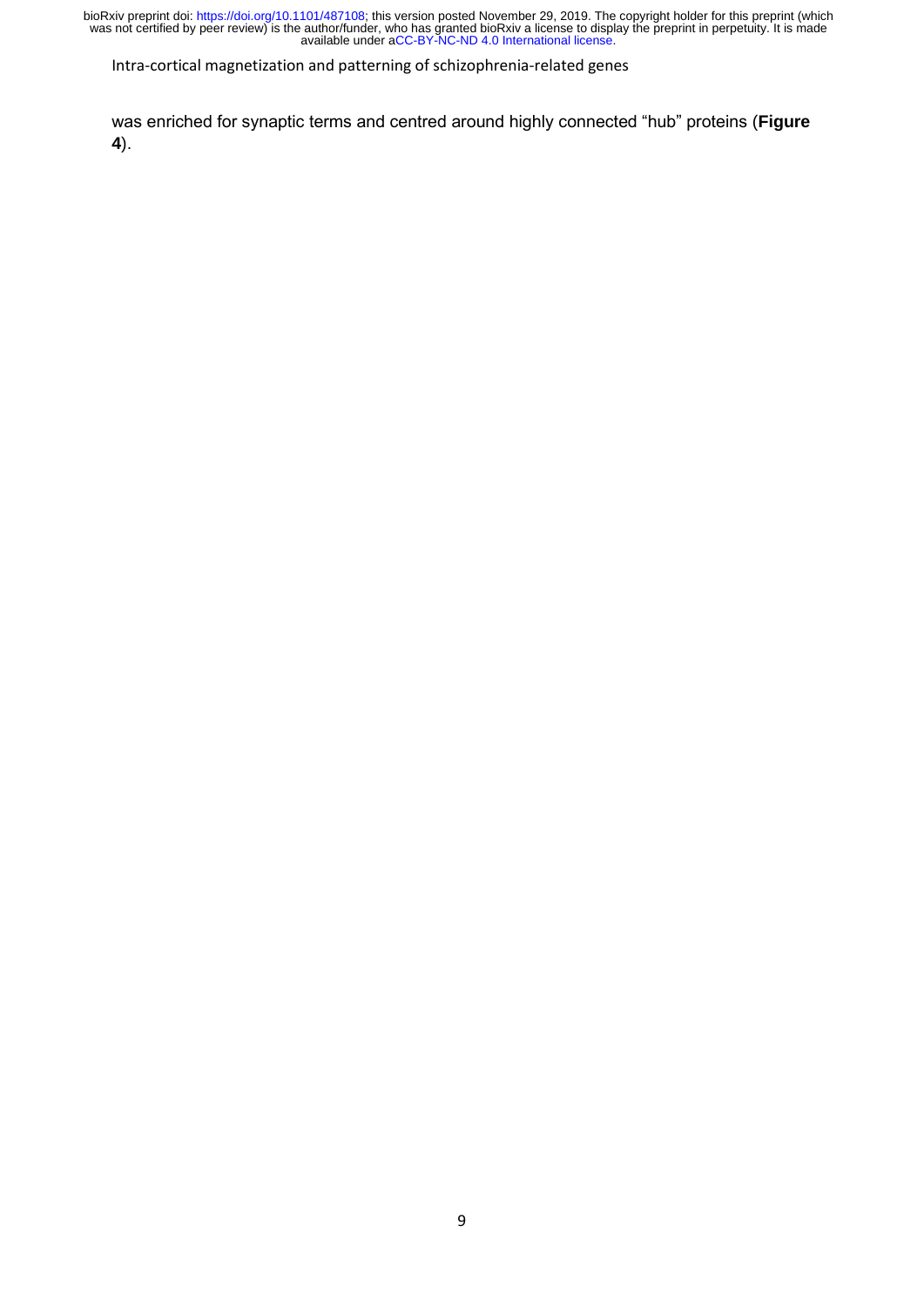was enriched for synaptic terms and centred around highly connected “hub” proteins (**Figure 4**).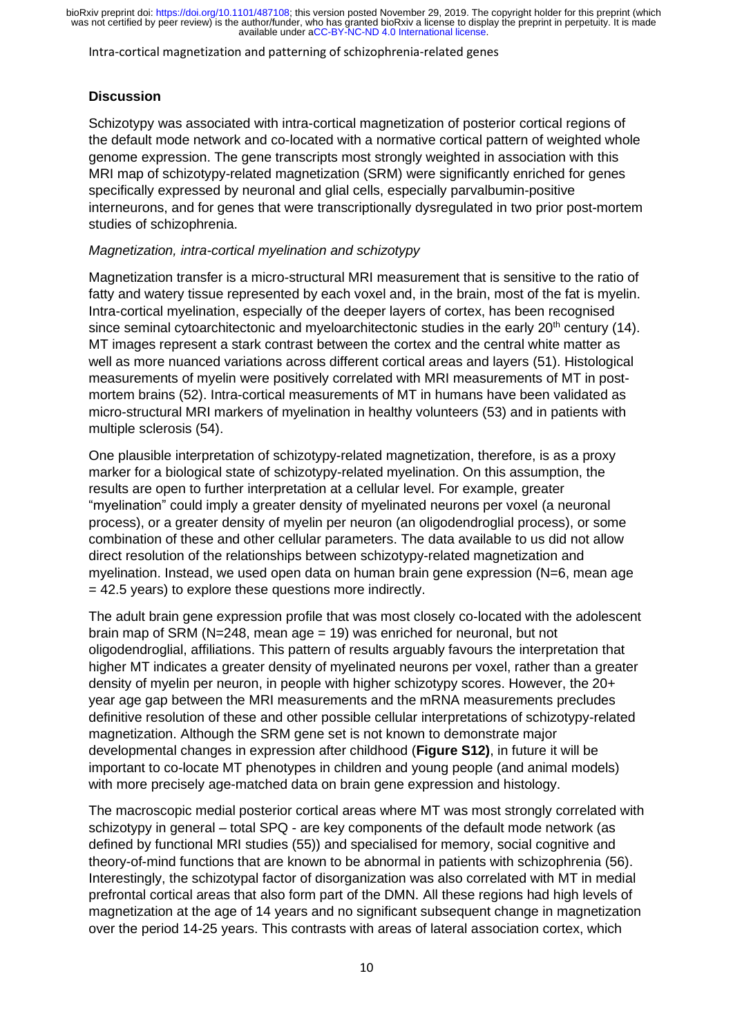## Discussion

Schizotypy was associated with intra-cortical magnetization of posterior cortical regions of the default mode network and co-located with a normative cortical pattern of weighted whole genome expression. The gene transcripts most strongly weighted in association with this MRI map of schizotypy-related magnetization (SRM) were significantly enriched for genes specifically expressed by neuronal and glial cells, especially parvalbumin-positive interneurons, and for genes that were transcriptionally dysregulated in two prior post-mortem studies of schizophrenia.

*Magnetization, intra-cortical myelination and schizotypy*

Magnetization transfer is a micro-structural MRI measurement that is sensitive to the ratio of fatty and watery tissue represented by each voxel and, in the brain, most of the fat is myelin. Intra-cortical myelination, especially of the deeper layers of cortex, has been recognised since seminal cytoarchitectonic and myeloarchitectonic studies in the early 20th century (14). MT images represent a stark contrast between the cortex and the central white matter as well as more nuanced variations across different cortical areas and layers (51). Histological measurements of myelin were positively correlated with MRI measurements of MT in post-mortem brains (52). Intra-cortical measurements of MT in humans have been validated as micro-structural MRI markers of myelination in healthy volunteers (53) and in patients with multiple sclerosis (54).

One plausible interpretation of schizotypy-related magnetization, therefore, is as a proxy marker for a biological state of schizotypy-related myelination. On this assumption, the results are open to further interpretation at a cellular level. For example, greater "myelination" could imply a greater density of myelinated neurons per voxel (a neuronal process), or a greater density of myelin per neuron (an oligodendroglial process), or some combination of these and other cellular parameters. The data available to us did not allow direct resolution of the relationships between schizotypy-related magnetization and myelination. Instead, we used open data on human brain gene expression (N=6, mean age = 42.5 years) to explore these questions more indirectly.

The adult brain gene expression profile that was most closely co-located with the adolescent brain map of SRM (N=248, mean age = 19) was enriched for neuronal, but not oligodendroglial, affiliations. This pattern of results arguably favours the interpretation that higher MT indicates a greater density of myelinated neurons per voxel, rather than a greater density of myelin per neuron, in people with higher schizotypy scores. However, the 20+ year age gap between the MRI measurements and the mRNA measurements precludes definitive resolution of these and other possible cellular interpretations of schizotypy-related magnetization. Although the SRM gene set is not known to demonstrate major developmental changes in expression after childhood (**Figure S12)**, in future it will be important to co-locate MT phenotypes in children and young people (and animal models) with more precisely age-matched data on brain gene expression and histology.

The macroscopic medial posterior cortical areas where MT was most strongly correlated with schizotypy in general – total SPQ - are key components of the default mode network (as defined by functional MRI studies (55)) and specialised for memory, social cognitive and theory-of-mind functions that are known to be abnormal in patients with schizophrenia (56). Interestingly, the schizotypal factor of disorganization was also correlated with MT in medial prefrontal cortical areas that also form part of the DMN. All these regions had high levels of magnetization at the age of 14 years and no significant subsequent change in magnetization over the period 14-25 years. This contrasts with areas of lateral association cortex, which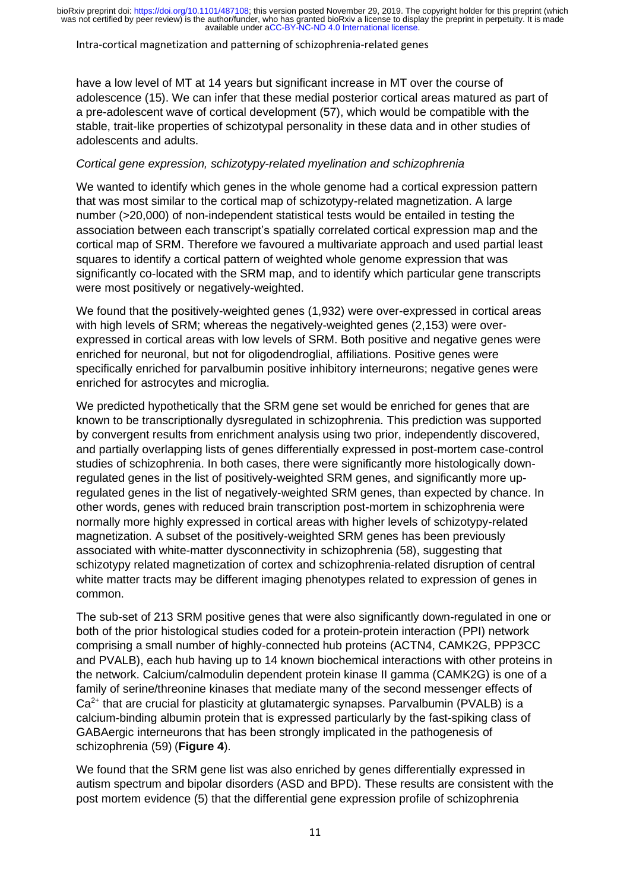have a low level of MT at 14 years but significant increase in MT over the course of adolescence (15). We can infer that these medial posterior cortical areas matured as part of a pre-adolescent wave of cortical development (57), which would be compatible with the stable, trait-like properties of schizotypal personality in these data and in other studies of adolescents and adults.

*Cortical gene expression, schizotypy-related myelination and schizophrenia*

We wanted to identify which genes in the whole genome had a cortical expression pattern that was most similar to the cortical map of schizotypy-related magnetization. A large number (>20,000) of non-independent statistical tests would be entailed in testing the association between each transcript's spatially correlated cortical expression map and the cortical map of SRM. Therefore we favoured a multivariate approach and used partial least squares to identify a cortical pattern of weighted whole genome expression that was significantly co-located with the SRM map, and to identify which particular gene transcripts were most positively or negatively-weighted.

We found that the positively-weighted genes (1,932) were over-expressed in cortical areas with high levels of SRM; whereas the negatively-weighted genes (2,153) were over-expressed in cortical areas with low levels of SRM. Both positive and negative genes were enriched for neuronal, but not for oligodendroglial, affiliations. Positive genes were specifically enriched for parvalbumin positive inhibitory interneurons; negative genes were enriched for astrocytes and microglia.

We predicted hypothetically that the SRM gene set would be enriched for genes that are known to be transcriptionally dysregulated in schizophrenia. This prediction was supported by convergent results from enrichment analysis using two prior, independently discovered, and partially overlapping lists of genes differentially expressed in post-mortem case-control studies of schizophrenia. In both cases, there were significantly more histologically down-regulated genes in the list of positively-weighted SRM genes, and significantly more up-regulated genes in the list of negatively-weighted SRM genes, than expected by chance. In other words, genes with reduced brain transcription post-mortem in schizophrenia were normally more highly expressed in cortical areas with higher levels of schizotypy-related magnetization. A subset of the positively-weighted SRM genes has been previously associated with white-matter dysconnectivity in schizophrenia (58), suggesting that schizotypy related magnetization of cortex and schizophrenia-related disruption of central white matter tracts may be different imaging phenotypes related to expression of genes in common.

The sub-set of 213 SRM positive genes that were also significantly down-regulated in one or both of the prior histological studies coded for a protein-protein interaction (PPI) network comprising a small number of highly-connected hub proteins (ACTN4, CAMK2G, PPP3CC and PVALB), each hub having up to 14 known biochemical interactions with other proteins in the network. Calcium/calmodulin dependent protein kinase II gamma (CAMK2G) is one of a family of serine/threonine kinases that mediate many of the second messenger effects of $Ca^{2+}$ that are crucial for plasticity at glutamatergic synapses. Parvalbumin (PVALB) is a calcium-binding albumin protein that is expressed particularly by the fast-spiking class of GABAergic interneurons that has been strongly implicated in the pathogenesis of schizophrenia (59) (**Figure 4**).

We found that the SRM gene list was also enriched by genes differentially expressed in autism spectrum and bipolar disorders (ASD and BPD). These results are consistent with the post mortem evidence (5) that the differential gene expression profile of schizophrenia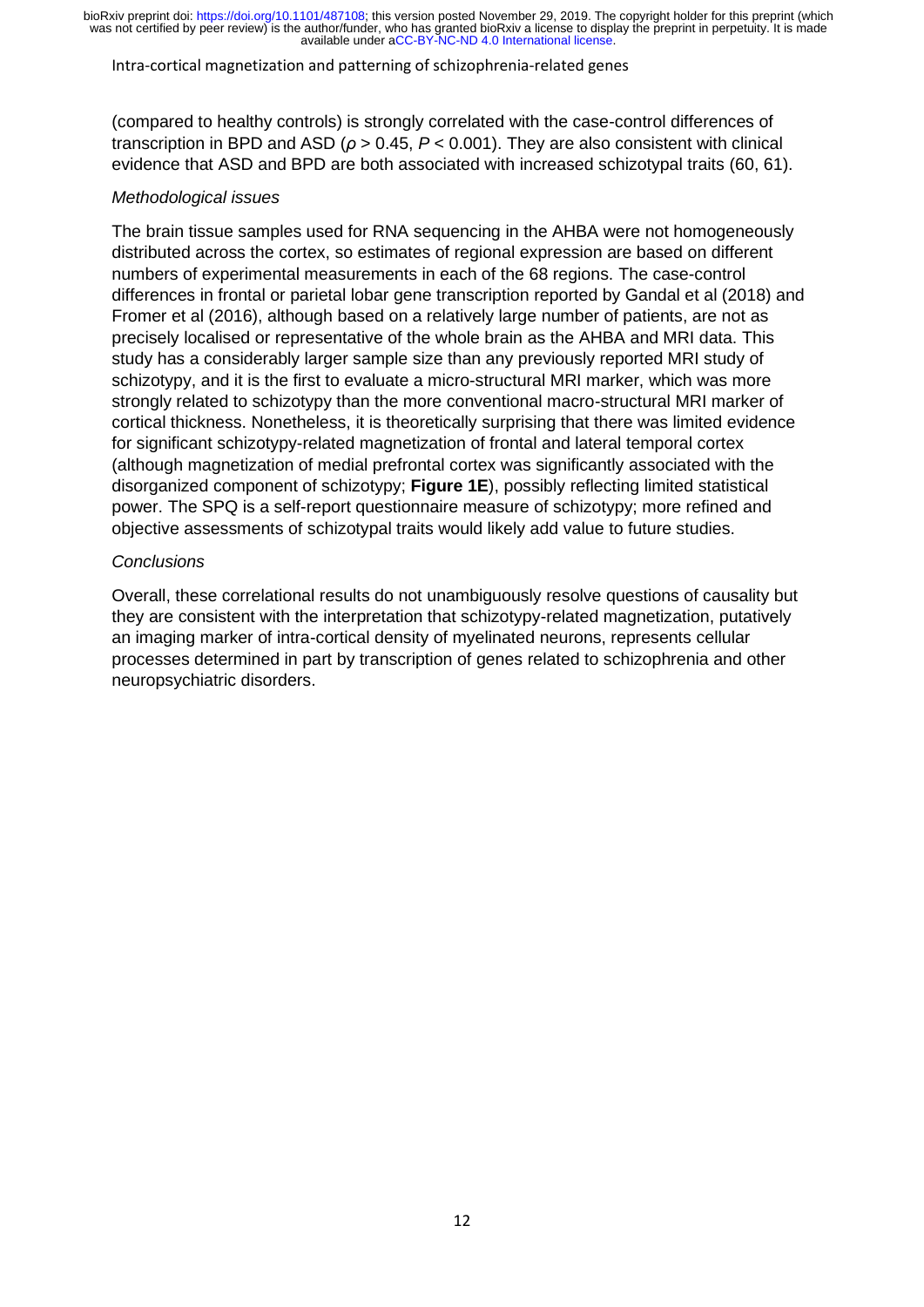(compared to healthy controls) is strongly correlated with the case-control differences of transcription in BPD and ASD ($\rho > 0.45$, $P < 0.001$). They are also consistent with clinical evidence that ASD and BPD are both associated with increased schizotypal traits (60, 61).

*Methodological issues*

The brain tissue samples used for RNA sequencing in the AHBA were not homogeneously distributed across the cortex, so estimates of regional expression are based on different numbers of experimental measurements in each of the 68 regions. The case-control differences in frontal or parietal lobar gene transcription reported by Gandal et al (2018) and Fromer et al (2016), although based on a relatively large number of patients, are not as precisely localised or representative of the whole brain as the AHBA and MRI data. This study has a considerably larger sample size than any previously reported MRI study of schizotypy, and it is the first to evaluate a micro-structural MRI marker, which was more strongly related to schizotypy than the more conventional macro-structural MRI marker of cortical thickness. Nonetheless, it is theoretically surprising that there was limited evidence for significant schizotypy-related magnetization of frontal and lateral temporal cortex (although magnetization of medial prefrontal cortex was significantly associated with the disorganized component of schizotypy; **Figure 1E**), possibly reflecting limited statistical power. The SPQ is a self-report questionnaire measure of schizotypy; more refined and objective assessments of schizotypal traits would likely add value to future studies.

*Conclusions*

Overall, these correlational results do not unambiguously resolve questions of causality but they are consistent with the interpretation that schizotypy-related magnetization, putatively an imaging marker of intra-cortical density of myelinated neurons, represents cellular processes determined in part by transcription of genes related to schizophrenia and other neuropsychiatric disorders.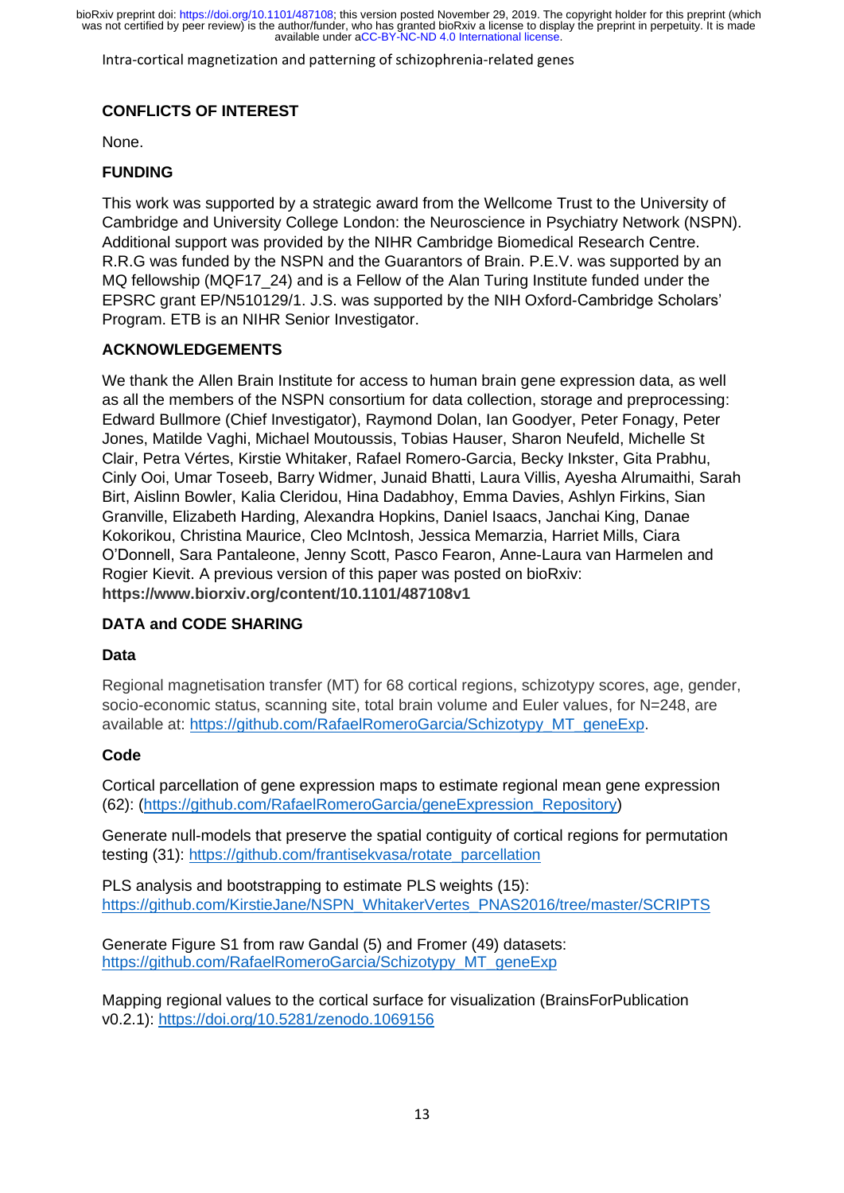## CONFLICTS OF INTEREST

None.

## FUNDING

This work was supported by a strategic award from the Wellcome Trust to the University of Cambridge and University College London: the Neuroscience in Psychiatry Network (NSPN). Additional support was provided by the NIHR Cambridge Biomedical Research Centre. R.R.G was funded by the NSPN and the Guarantors of Brain. P.E.V. was supported by an MQ fellowship (MQF17_24) and is a Fellow of the Alan Turing Institute funded under the EPSRC grant EP/N510129/1. J.S. was supported by the NIH Oxford-Cambridge Scholars' Program. ETB is an NIHR Senior Investigator.

## ACKNOWLEDGEMENTS

We thank the Allen Brain Institute for access to human brain gene expression data, as well as all the members of the NSPN consortium for data collection, storage and preprocessing: Edward Bullmore (Chief Investigator), Raymond Dolan, Ian Goodyer, Peter Fonagy, Peter Jones, Matilde Vaghi, Michael Moutoussis, Tobias Hauser, Sharon Neufeld, Michelle St Clair, Petra Vértes, Kirstie Whitaker, Rafael Romero-Garcia, Becky Inkster, Gita Prabhu, Cinly Ooi, Umar Toseeb, Barry Widmer, Junaid Bhatti, Laura Villis, Ayesha Alrumaithi, Sarah Birt, Aislinn Bowler, Kalia Cleridou, Hina Dadabhoy, Emma Davies, Ashlyn Firkins, Sian Granville, Elizabeth Harding, Alexandra Hopkins, Daniel Isaacs, Janchai King, Danae Kokorikou, Christina Maurice, Cleo McIntosh, Jessica Memarzia, Harriet Mills, Ciara O'Donnell, Sara Pantaleone, Jenny Scott, Pasco Fearon, Anne-Laura van Harmelen and Rogier Kievit. A previous version of this paper was posted on bioRxiv: **https://www.biorxiv.org/content/10.1101/487108v1**

## DATA and CODE SHARING

### Data

Regional magnetisation transfer (MT) for 68 cortical regions, schizotypy scores, age, gender, socio-economic status, scanning site, total brain volume and Euler values, for N=248, are available at: https://github.com/RafaelRomeroGarcia/Schizotypy_MT_geneExp.

### Code

Cortical parcellation of gene expression maps to estimate regional mean gene expression (62): (https://github.com/RafaelRomeroGarcia/geneExpression_Repository)

Generate null-models that preserve the spatial contiguity of cortical regions for permutation testing (31): https://github.com/frantisekvasa/rotate_parcellation

PLS analysis and bootstrapping to estimate PLS weights (15): https://github.com/KirstieJane/NSPN_WhitakerVertes_PNAS2016/tree/master/SCRIPTS

Generate Figure S1 from raw Gandal (5) and Fromer (49) datasets: https://github.com/RafaelRomeroGarcia/Schizotypy_MT_geneExp

Mapping regional values to the cortical surface for visualization (BrainsForPublication v0.2.1): https://doi.org/10.5281/zenodo.1069156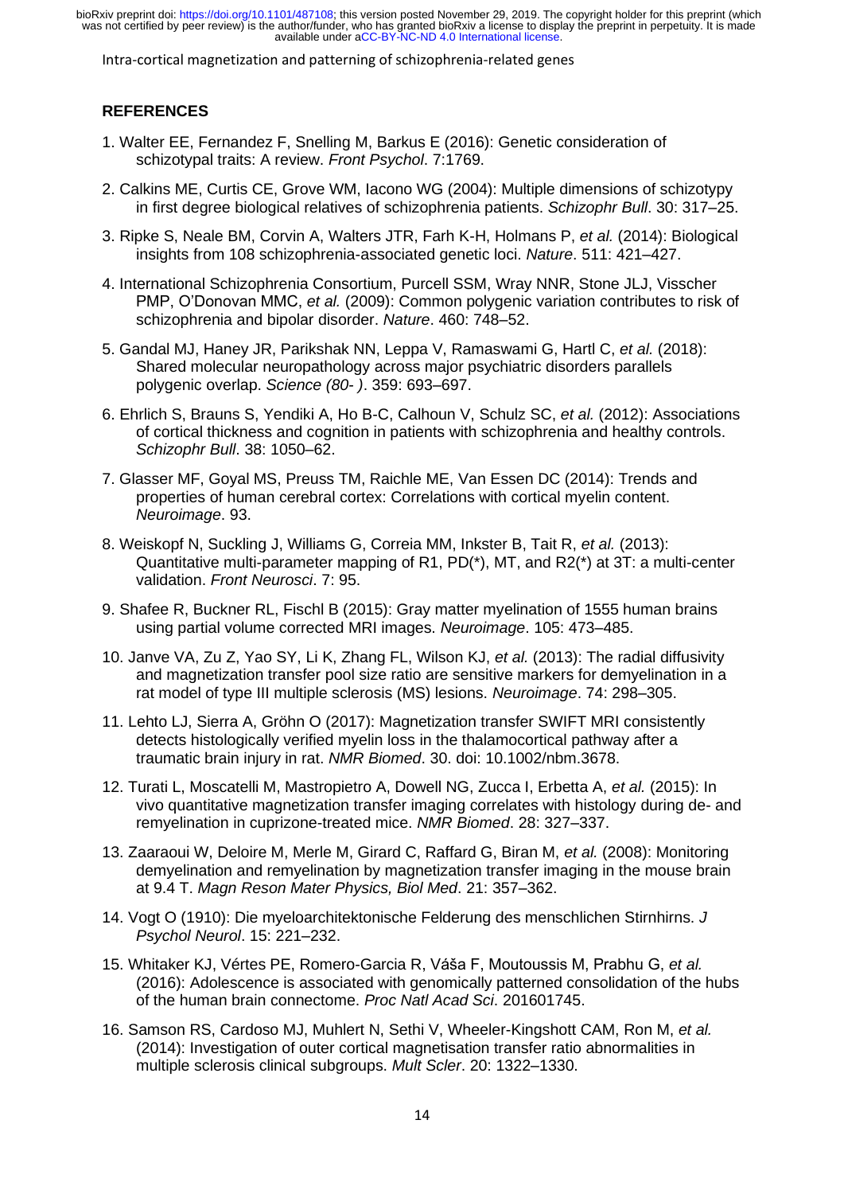## REFERENCES

1. Walter EE, Fernandez F, Snelling M, Barkus E (2016): Genetic consideration of schizotypal traits: A review. *Front Psychol*. 7:1769.
2. Calkins ME, Curtis CE, Grove WM, Iacono WG (2004): Multiple dimensions of schizotypy in first degree biological relatives of schizophrenia patients. *Schizophr Bull*. 30: 317–25.
3. Ripke S, Neale BM, Corvin A, Walters JTR, Farh K-H, Holmans P, *et al.* (2014): Biological insights from 108 schizophrenia-associated genetic loci. *Nature*. 511: 421–427.
4. International Schizophrenia Consortium, Purcell SSM, Wray NNR, Stone JLJ, Visscher PMP, O'Donovan MMC, *et al.* (2009): Common polygenic variation contributes to risk of schizophrenia and bipolar disorder. *Nature*. 460: 748–52.
5. Gandal MJ, Haney JR, Parikshak NN, Leppa V, Ramaswami G, Hartl C, *et al.* (2018): Shared molecular neuropathology across major psychiatric disorders parallels polygenic overlap. *Science (80- )*. 359: 693–697.
6. Ehrlich S, Brauns S, Yendiki A, Ho B-C, Calhoun V, Schulz SC, *et al.* (2012): Associations of cortical thickness and cognition in patients with schizophrenia and healthy controls. *Schizophr Bull*. 38: 1050–62.
7. Glasser MF, Goyal MS, Preuss TM, Raichle ME, Van Essen DC (2014): Trends and properties of human cerebral cortex: Correlations with cortical myelin content. *Neuroimage*. 93.
8. Weiskopf N, Suckling J, Williams G, Correia MM, Inkster B, Tait R, *et al.* (2013): Quantitative multi-parameter mapping of R1, PD(*), MT, and R2(*) at 3T: a multi-center validation. *Front Neurosci*. 7: 95.
9. Shafee R, Buckner RL, Fischl B (2015): Gray matter myelination of 1555 human brains using partial volume corrected MRI images. *Neuroimage*. 105: 473–485.
10. Janve VA, Zu Z, Yao SY, Li K, Zhang FL, Wilson KJ, *et al.* (2013): The radial diffusivity and magnetization transfer pool size ratio are sensitive markers for demyelination in a rat model of type III multiple sclerosis (MS) lesions. *Neuroimage*. 74: 298–305.
11. Lehto LJ, Sierra A, Gröhn O (2017): Magnetization transfer SWIFT MRI consistently detects histologically verified myelin loss in the thalamocortical pathway after a traumatic brain injury in rat. *NMR Biomed*. 30. doi: 10.1002/nbm.3678.
12. Turati L, Moscatelli M, Mastropietro A, Dowell NG, Zucca I, Erbetta A, *et al.* (2015): In vivo quantitative magnetization transfer imaging correlates with histology during de- and remyelination in cuprizone-treated mice. *NMR Biomed*. 28: 327–337.
13. Zaaraoui W, Deloire M, Merle M, Girard C, Raffard G, Biran M, *et al.* (2008): Monitoring demyelination and remyelination by magnetization transfer imaging in the mouse brain at 9.4 T. *Magn Reson Mater Physics, Biol Med*. 21: 357–362.
14. Vogt O (1910): Die myeloarchitektonische Felderung des menschlichen Stirnhirns. *J Psychol Neurol*. 15: 221–232.
15. Whitaker KJ, Vértes PE, Romero-Garcia R, Váša F, Moutoussis M, Prabhu G, *et al.* (2016): Adolescence is associated with genomically patterned consolidation of the hubs of the human brain connectome. *Proc Natl Acad Sci*. 201601745.
16. Samson RS, Cardoso MJ, Muhlert N, Sethi V, Wheeler-Kingshott CAM, Ron M, *et al.* (2014): Investigation of outer cortical magnetisation transfer ratio abnormalities in multiple sclerosis clinical subgroups. *Mult Scler*. 20: 1322–1330.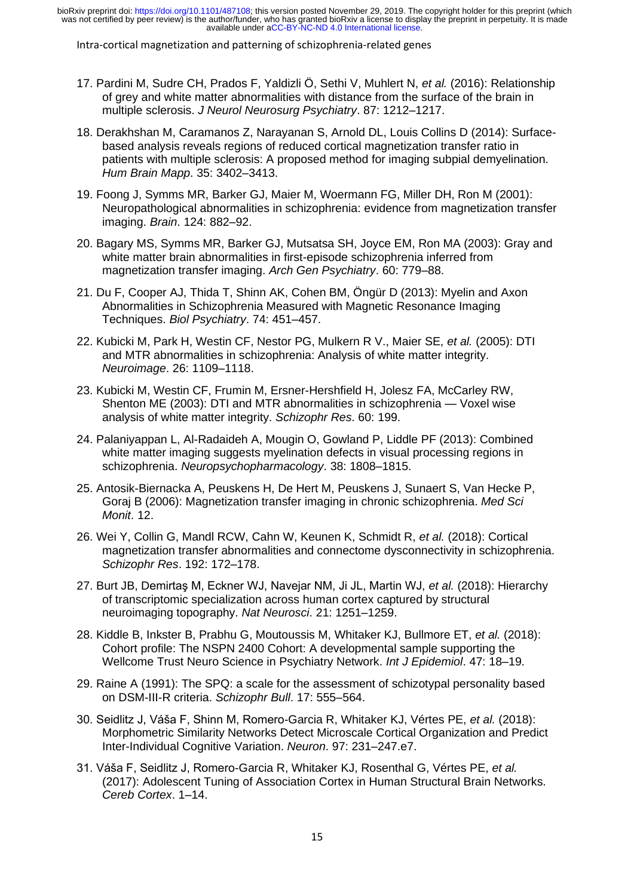17. Pardini M, Sudre CH, Prados F, Yaldizli Ö, Sethi V, Muhlert N, *et al.* (2016): Relationship of grey and white matter abnormalities with distance from the surface of the brain in multiple sclerosis. *J Neurol Neurosurg Psychiatry*. 87: 1212–1217.

18. Derakhshan M, Caramanos Z, Narayanan S, Arnold DL, Louis Collins D (2014): Surface-based analysis reveals regions of reduced cortical magnetization transfer ratio in patients with multiple sclerosis: A proposed method for imaging subpial demyelination. *Hum Brain Mapp*. 35: 3402–3413.

19. Foong J, Symms MR, Barker GJ, Maier M, Woermann FG, Miller DH, Ron M (2001): Neuropathological abnormalities in schizophrenia: evidence from magnetization transfer imaging. *Brain*. 124: 882–92.

20. Bagary MS, Symms MR, Barker GJ, Mutsatsa SH, Joyce EM, Ron MA (2003): Gray and white matter brain abnormalities in first-episode schizophrenia inferred from magnetization transfer imaging. *Arch Gen Psychiatry*. 60: 779–88.

21. Du F, Cooper AJ, Thida T, Shinn AK, Cohen BM, Öngür D (2013): Myelin and Axon Abnormalities in Schizophrenia Measured with Magnetic Resonance Imaging Techniques. *Biol Psychiatry*. 74: 451–457.

22. Kubicki M, Park H, Westin CF, Nestor PG, Mulkern R V., Maier SE, *et al.* (2005): DTI and MTR abnormalities in schizophrenia: Analysis of white matter integrity. *Neuroimage*. 26: 1109–1118.

23. Kubicki M, Westin CF, Frumin M, Ersner-Hershfield H, Jolesz FA, McCarley RW, Shenton ME (2003): DTI and MTR abnormalities in schizophrenia — Voxel wise analysis of white matter integrity. *Schizophr Res*. 60: 199.

24. Palaniyappan L, Al-Radaideh A, Mougin O, Gowland P, Liddle PF (2013): Combined white matter imaging suggests myelination defects in visual processing regions in schizophrenia. *Neuropsychopharmacology*. 38: 1808–1815.

25. Antosik-Biernacka A, Peuskens H, De Hert M, Peuskens J, Sunaert S, Van Hecke P, Goraj B (2006): Magnetization transfer imaging in chronic schizophrenia. *Med Sci Monit*. 12.

26. Wei Y, Collin G, Mandl RCW, Cahn W, Keunen K, Schmidt R, *et al.* (2018): Cortical magnetization transfer abnormalities and connectome dysconnectivity in schizophrenia. *Schizophr Res*. 192: 172–178.

27. Burt JB, Demirtaş M, Eckner WJ, Navejar NM, Ji JL, Martin WJ, *et al.* (2018): Hierarchy of transcriptomic specialization across human cortex captured by structural neuroimaging topography. *Nat Neurosci*. 21: 1251–1259.

28. Kiddle B, Inkster B, Prabhu G, Moutoussis M, Whitaker KJ, Bullmore ET, *et al.* (2018): Cohort profile: The NSPN 2400 Cohort: A developmental sample supporting the Wellcome Trust Neuro Science in Psychiatry Network. *Int J Epidemiol*. 47: 18–19.

29. Raine A (1991): The SPQ: a scale for the assessment of schizotypal personality based on DSM-III-R criteria. *Schizophr Bull*. 17: 555–564.

30. Seidlitz J, Váša F, Shinn M, Romero-Garcia R, Whitaker KJ, Vértes PE, *et al.* (2018): Morphometric Similarity Networks Detect Microscale Cortical Organization and Predict Inter-Individual Cognitive Variation. *Neuron*. 97: 231–247.e7.

31. Váša F, Seidlitz J, Romero-Garcia R, Whitaker KJ, Rosenthal G, Vértes PE, *et al.* (2017): Adolescent Tuning of Association Cortex in Human Structural Brain Networks. *Cereb Cortex*. 1–14.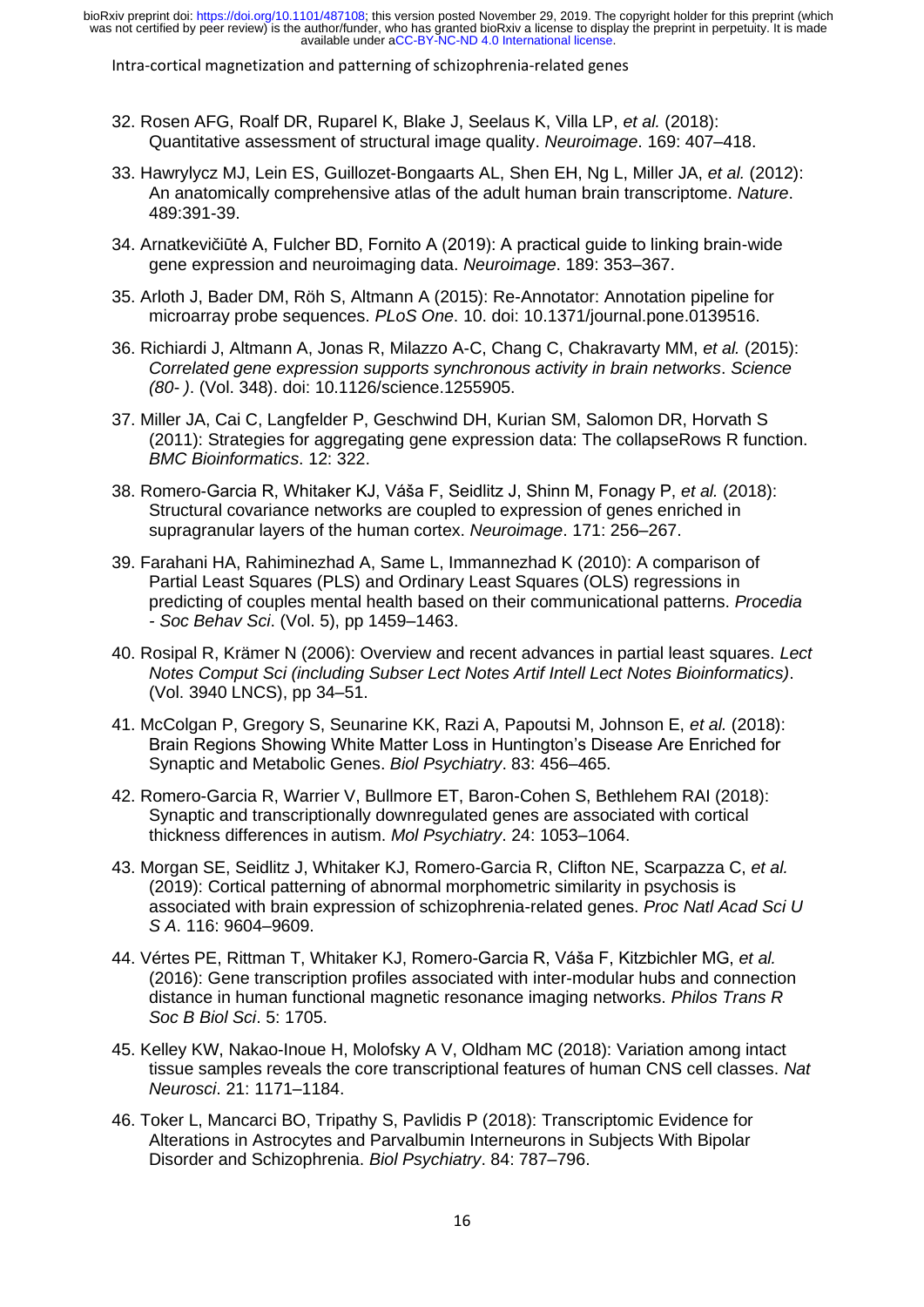32. Rosen AFG, Roalf DR, Ruparel K, Blake J, Seelaus K, Villa LP, *et al.* (2018): Quantitative assessment of structural image quality. *Neuroimage*. 169: 407–418.

33. Hawrylycz MJ, Lein ES, Guillozet-Bongaarts AL, Shen EH, Ng L, Miller JA, *et al.* (2012): An anatomically comprehensive atlas of the adult human brain transcriptome. *Nature*. 489:391-39.

34. Arnatkevičiūtė A, Fulcher BD, Fornito A (2019): A practical guide to linking brain-wide gene expression and neuroimaging data. *Neuroimage*. 189: 353–367.

35. Arloth J, Bader DM, Röh S, Altmann A (2015): Re-Annotator: Annotation pipeline for microarray probe sequences. *PLoS One*. 10. doi: 10.1371/journal.pone.0139516.

36. Richiardi J, Altmann A, Jonas R, Milazzo A-C, Chang C, Chakravarty MM, *et al.* (2015): *Correlated gene expression supports synchronous activity in brain networks*. *Science (80- )*. (Vol. 348). doi: 10.1126/science.1255905.

37. Miller JA, Cai C, Langfelder P, Geschwind DH, Kurian SM, Salomon DR, Horvath S (2011): Strategies for aggregating gene expression data: The collapseRows R function. *BMC Bioinformatics*. 12: 322.

38. Romero-Garcia R, Whitaker KJ, Váša F, Seidlitz J, Shinn M, Fonagy P, *et al.* (2018): Structural covariance networks are coupled to expression of genes enriched in supragranular layers of the human cortex. *Neuroimage*. 171: 256–267.

39. Farahani HA, Rahiminezhad A, Same L, Immannezhad K (2010): A comparison of Partial Least Squares (PLS) and Ordinary Least Squares (OLS) regressions in predicting of couples mental health based on their communicational patterns. *Procedia - Soc Behav Sci*. (Vol. 5), pp 1459–1463.

40. Rosipal R, Krämer N (2006): Overview and recent advances in partial least squares. *Lect Notes Comput Sci (including Subser Lect Notes Artif Intell Lect Notes Bioinformatics)*. (Vol. 3940 LNCS), pp 34–51.

41. McColgan P, Gregory S, Seunarine KK, Razi A, Papoutsi M, Johnson E, *et al.* (2018): Brain Regions Showing White Matter Loss in Huntington's Disease Are Enriched for Synaptic and Metabolic Genes. *Biol Psychiatry*. 83: 456–465.

42. Romero-Garcia R, Warrier V, Bullmore ET, Baron-Cohen S, Bethlehem RAI (2018): Synaptic and transcriptionally downregulated genes are associated with cortical thickness differences in autism. *Mol Psychiatry*. 24: 1053–1064.

43. Morgan SE, Seidlitz J, Whitaker KJ, Romero-Garcia R, Clifton NE, Scarpazza C, *et al.* (2019): Cortical patterning of abnormal morphometric similarity in psychosis is associated with brain expression of schizophrenia-related genes. *Proc Natl Acad Sci U S A*. 116: 9604–9609.

44. Vértes PE, Rittman T, Whitaker KJ, Romero-Garcia R, Váša F, Kitzbichler MG, *et al.* (2016): Gene transcription profiles associated with inter-modular hubs and connection distance in human functional magnetic resonance imaging networks. *Philos Trans R Soc B Biol Sci*. 5: 1705.

45. Kelley KW, Nakao-Inoue H, Molofsky A V, Oldham MC (2018): Variation among intact tissue samples reveals the core transcriptional features of human CNS cell classes. *Nat Neurosci*. 21: 1171–1184.

46. Toker L, Mancarci BO, Tripathy S, Pavlidis P (2018): Transcriptomic Evidence for Alterations in Astrocytes and Parvalbumin Interneurons in Subjects With Bipolar Disorder and Schizophrenia. *Biol Psychiatry*. 84: 787–796.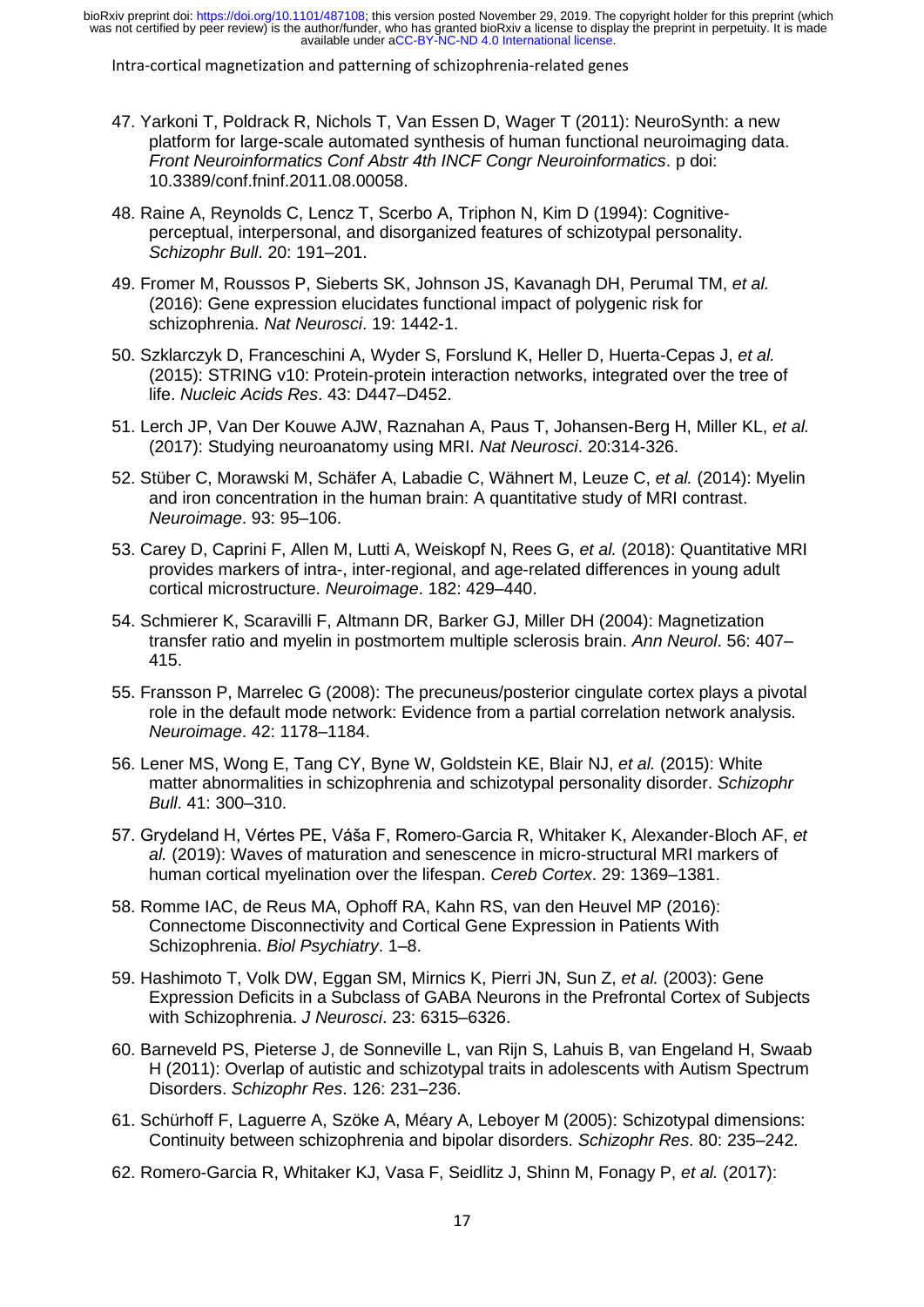47. Yarkoni T, Poldrack R, Nichols T, Van Essen D, Wager T (2011): NeuroSynth: a new platform for large-scale automated synthesis of human functional neuroimaging data. *Front Neuroinformatics Conf Abstr 4th INCF Congr Neuroinformatics*. p doi: 10.3389/conf.fninf.2011.08.00058.

48. Raine A, Reynolds C, Lencz T, Scerbo A, Triphon N, Kim D (1994): Cognitive-perceptual, interpersonal, and disorganized features of schizotypal personality. *Schizophr Bull*. 20: 191–201.

49. Fromer M, Roussos P, Sieberts SK, Johnson JS, Kavanagh DH, Perumal TM, *et al.* (2016): Gene expression elucidates functional impact of polygenic risk for schizophrenia. *Nat Neurosci*. 19: 1442-1.

50. Szklarczyk D, Franceschini A, Wyder S, Forslund K, Heller D, Huerta-Cepas J, *et al.* (2015): STRING v10: Protein-protein interaction networks, integrated over the tree of life. *Nucleic Acids Res*. 43: D447–D452.

51. Lerch JP, Van Der Kouwe AJW, Raznahan A, Paus T, Johansen-Berg H, Miller KL, *et al.* (2017): Studying neuroanatomy using MRI. *Nat Neurosci*. 20:314-326.

52. Stüber C, Morawski M, Schäfer A, Labadie C, Wähnert M, Leuze C, *et al.* (2014): Myelin and iron concentration in the human brain: A quantitative study of MRI contrast. *Neuroimage*. 93: 95–106.

53. Carey D, Caprini F, Allen M, Lutti A, Weiskopf N, Rees G, *et al.* (2018): Quantitative MRI provides markers of intra-, inter-regional, and age-related differences in young adult cortical microstructure. *Neuroimage*. 182: 429–440.

54. Schmierer K, Scaravilli F, Altmann DR, Barker GJ, Miller DH (2004): Magnetization transfer ratio and myelin in postmortem multiple sclerosis brain. *Ann Neurol*. 56: 407–415.

55. Fransson P, Marrelec G (2008): The precuneus/posterior cingulate cortex plays a pivotal role in the default mode network: Evidence from a partial correlation network analysis. *Neuroimage*. 42: 1178–1184.

56. Lener MS, Wong E, Tang CY, Byne W, Goldstein KE, Blair NJ, *et al.* (2015): White matter abnormalities in schizophrenia and schizotypal personality disorder. *Schizophr Bull*. 41: 300–310.

57. Grydeland H, Vértes PE, Váša F, Romero-Garcia R, Whitaker K, Alexander-Bloch AF, *et al.* (2019): Waves of maturation and senescence in micro-structural MRI markers of human cortical myelination over the lifespan. *Cereb Cortex*. 29: 1369–1381.

58. Romme IAC, de Reus MA, Ophoff RA, Kahn RS, van den Heuvel MP (2016): Connectome Disconnectivity and Cortical Gene Expression in Patients With Schizophrenia. *Biol Psychiatry*. 1–8.

59. Hashimoto T, Volk DW, Eggan SM, Mirnics K, Pierri JN, Sun Z, *et al.* (2003): Gene Expression Deficits in a Subclass of GABA Neurons in the Prefrontal Cortex of Subjects with Schizophrenia. *J Neurosci*. 23: 6315–6326.

60. Barneveld PS, Pieterse J, de Sonneville L, van Rijn S, Lahuis B, van Engeland H, Swaab H (2011): Overlap of autistic and schizotypal traits in adolescents with Autism Spectrum Disorders. *Schizophr Res*. 126: 231–236.

61. Schürhoff F, Laguerre A, Szöke A, Méary A, Leboyer M (2005): Schizotypal dimensions: Continuity between schizophrenia and bipolar disorders. *Schizophr Res*. 80: 235–242.

62. Romero-Garcia R, Whitaker KJ, Vasa F, Seidlitz J, Shinn M, Fonagy P, *et al.* (2017):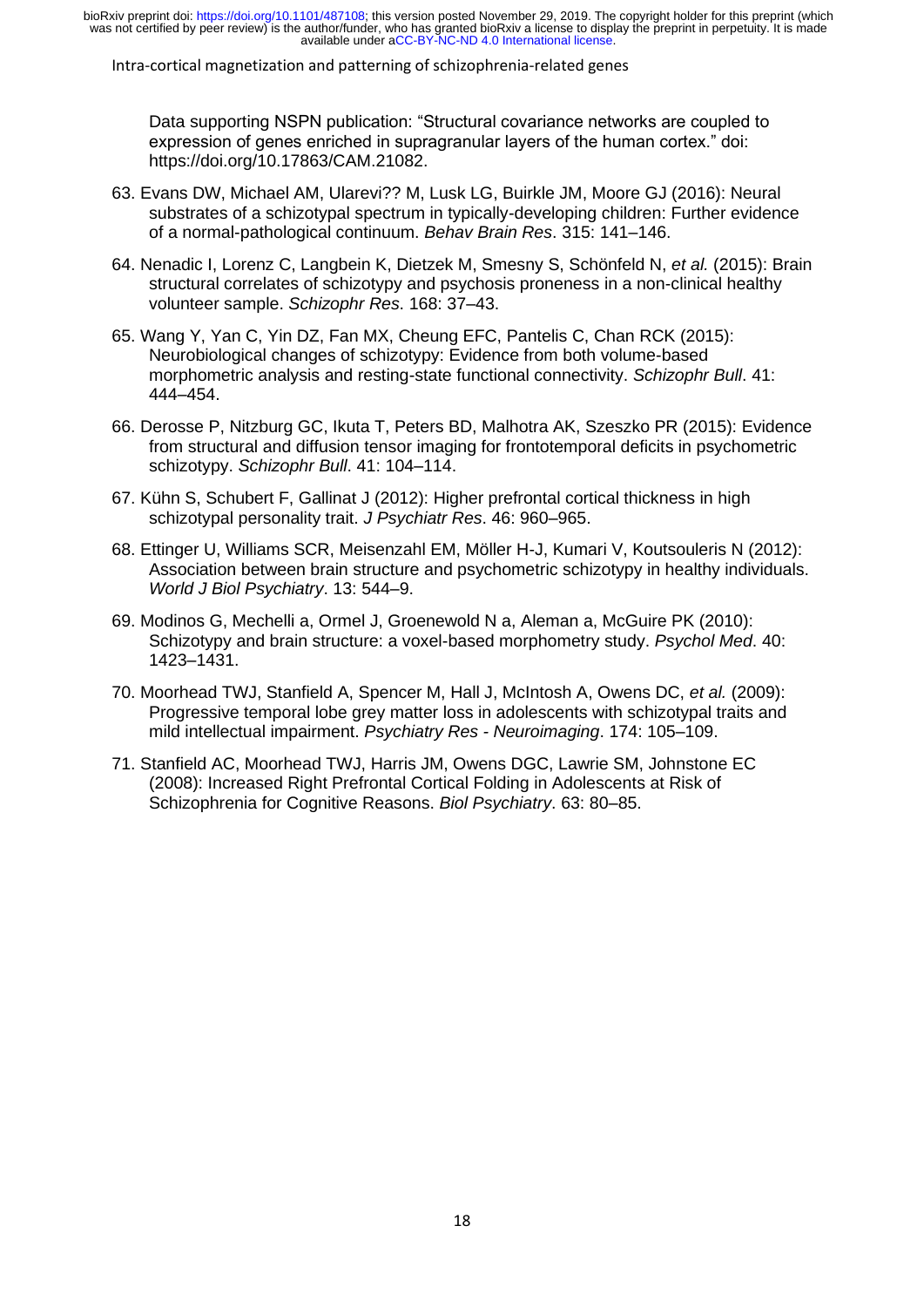Data supporting NSPN publication: "Structural covariance networks are coupled to expression of genes enriched in supragranular layers of the human cortex." doi: https://doi.org/10.17863/CAM.21082.

63. Evans DW, Michael AM, Ularevi?? M, Lusk LG, Buirkle JM, Moore GJ (2016): Neural substrates of a schizotypal spectrum in typically-developing children: Further evidence of a normal-pathological continuum. *Behav Brain Res*. 315: 141–146.

64. Nenadic I, Lorenz C, Langbein K, Dietzek M, Smesny S, Schönfeld N, *et al.* (2015): Brain structural correlates of schizotypy and psychosis proneness in a non-clinical healthy volunteer sample. *Schizophr Res*. 168: 37–43.

65. Wang Y, Yan C, Yin DZ, Fan MX, Cheung EFC, Pantelis C, Chan RCK (2015): Neurobiological changes of schizotypy: Evidence from both volume-based morphometric analysis and resting-state functional connectivity. *Schizophr Bull*. 41: 444–454.

66. Derosse P, Nitzburg GC, Ikuta T, Peters BD, Malhotra AK, Szeszko PR (2015): Evidence from structural and diffusion tensor imaging for frontotemporal deficits in psychometric schizotypy. *Schizophr Bull*. 41: 104–114.

67. Kühn S, Schubert F, Gallinat J (2012): Higher prefrontal cortical thickness in high schizotypal personality trait. *J Psychiatr Res*. 46: 960–965.

68. Ettinger U, Williams SCR, Meisenzahl EM, Möller H-J, Kumari V, Koutsouleris N (2012): Association between brain structure and psychometric schizotypy in healthy individuals. *World J Biol Psychiatry*. 13: 544–9.

69. Modinos G, Mechelli a, Ormel J, Groenewold N a, Aleman a, McGuire PK (2010): Schizotypy and brain structure: a voxel-based morphometry study. *Psychol Med*. 40: 1423–1431.

70. Moorhead TWJ, Stanfield A, Spencer M, Hall J, McIntosh A, Owens DC, *et al.* (2009): Progressive temporal lobe grey matter loss in adolescents with schizotypal traits and mild intellectual impairment. *Psychiatry Res - Neuroimaging*. 174: 105–109.

71. Stanfield AC, Moorhead TWJ, Harris JM, Owens DGC, Lawrie SM, Johnstone EC (2008): Increased Right Prefrontal Cortical Folding in Adolescents at Risk of Schizophrenia for Cognitive Reasons. *Biol Psychiatry*. 63: 80–85.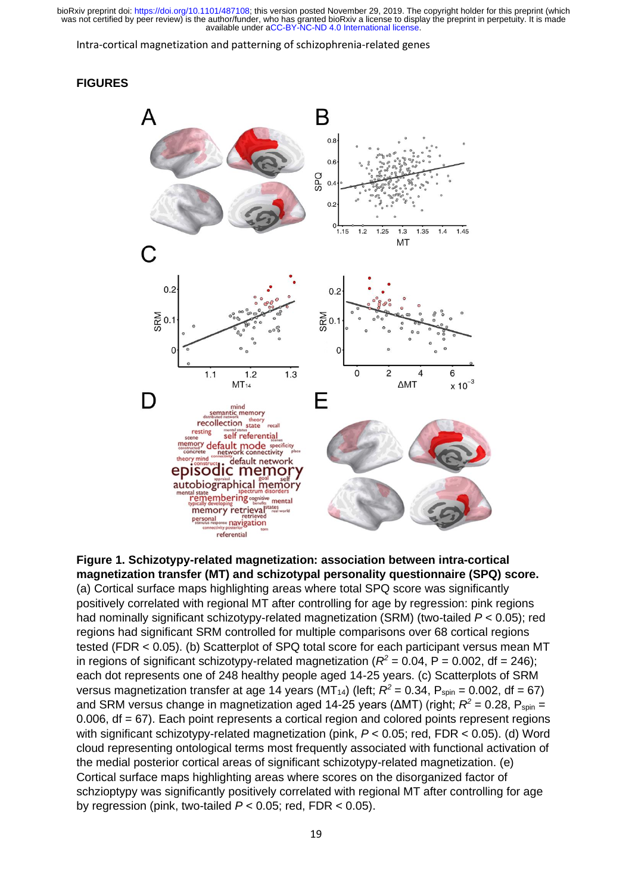## FIGURES

**Figure 1. Schizotypy-related magnetization: association between intra-cortical magnetization transfer (MT) and schizotypal personality questionnaire (SPQ) score.** (a) Cortical surface maps highlighting areas where total SPQ score was significantly positively correlated with regional MT after controlling for age by regression: pink regions had nominally significant schizotypy-related magnetization (SRM) (two-tailed $P < 0.05$); red regions had significant SRM controlled for multiple comparisons over 68 cortical regions tested (FDR < 0.05). (b) Scatterplot of SPQ total score for each participant versus mean MT in regions of significant schizotypy-related magnetization ($R^2 = 0.04$, P = 0.002, df = 246); each dot represents one of 248 healthy people aged 14-25 years. (c) Scatterplots of SRM versus magnetization transfer at age 14 years ($MT_{14}$) (left; $R^2 = 0.34$, $P_{spin} = 0.002$, df = 67) and SRM versus change in magnetization aged 14-25 years (ΔMT) (right; $R^2 = 0.28$, $P_{spin} = 0.006$, df = 67). Each point represents a cortical region and colored points represent regions with significant schizotypy-related magnetization (pink, $P < 0.05$; red, FDR < 0.05). (d) Word cloud representing ontological terms most frequently associated with functional activation of the medial posterior cortical areas of significant schizotypy-related magnetization. (e) Cortical surface maps highlighting areas where scores on the disorganized factor of schzioptypy was significantly positively correlated with regional MT after controlling for age by regression (pink, two-tailed $P < 0.05$; red, FDR < 0.05).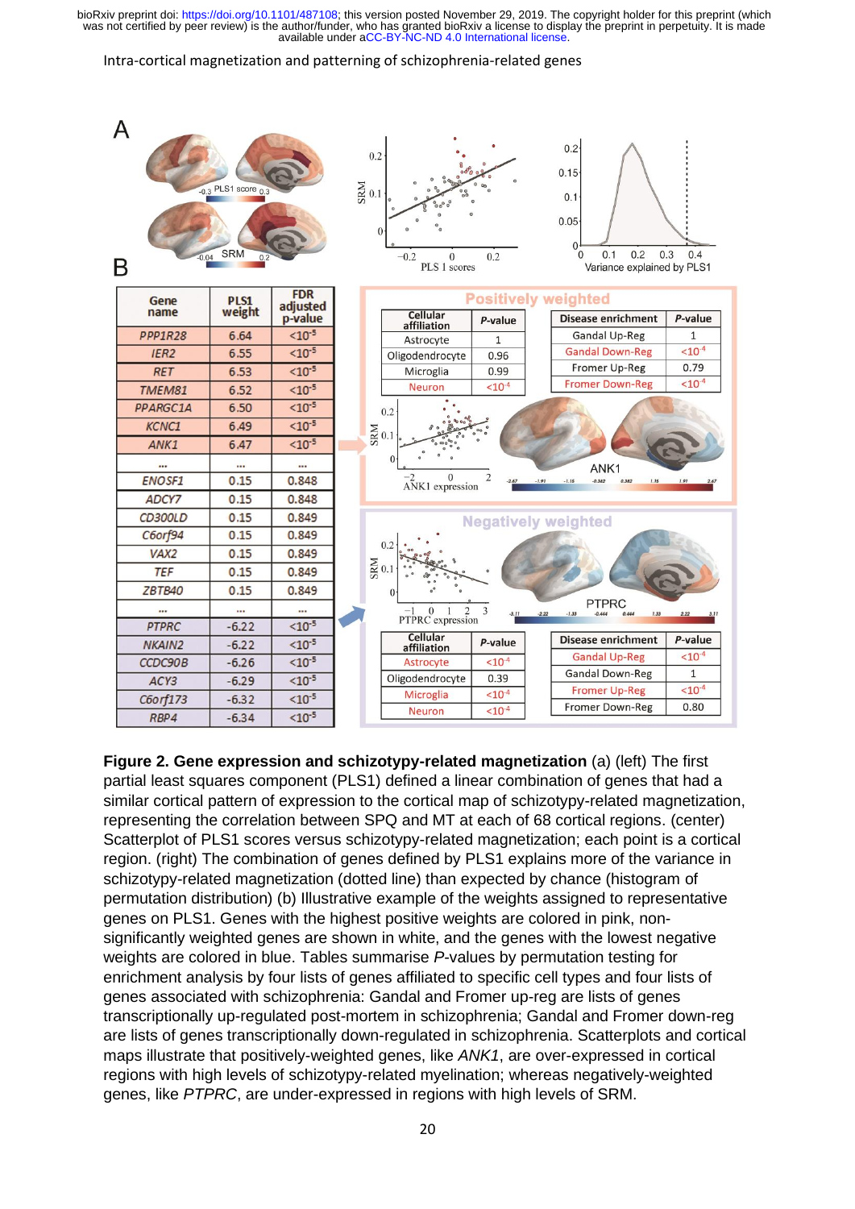Intra-cortical magnetization and patterning of schizophrenia-related genes

| Gene name | PLS1 weight | FDR adjusted p-value |
|---|---|---|
| *PPP1R28* | 6.64 | $<10^{-5}$ |
| *IER2* | 6.55 | $<10^{-5}$ |
| *RET* | 6.53 | $<10^{-5}$ |
| *TMEM81* | 6.52 | $<10^{-5}$ |
| *PPARGC1A* | 6.50 | $<10^{-5}$ |
| *KCNC1* | 6.49 | $<10^{-5}$ |
| *ANK1* | 6.47 | $<10^{-5}$ |
| ... | ... | ... |
| *ENOSF1* | 0.15 | 0.848 |
| *ADCY7* | 0.15 | 0.848 |
| *CD300LD* | 0.15 | 0.849 |
| *C6orf94* | 0.15 | 0.849 |
| *VAX2* | 0.15 | 0.849 |
| *TEF* | 0.15 | 0.849 |
| *ZBTB40* | 0.15 | 0.849 |
| ... | ... | ... |
| *PTPRC* | -6.22 | $<10^{-5}$ |
| *NKAIN2* | -6.22 | $<10^{-5}$ |
| *CCDC90B* | -6.26 | $<10^{-5}$ |
| *ACY3* | -6.29 | $<10^{-5}$ |
| *C6orf173* | -6.32 | $<10^{-5}$ |
| *RBP4* | -6.34 | $<10^{-5}$ |

Positively weighted

| Cellular affiliation | *P*-value |
|---|---|
| Astrocyte | 1 |
| Oligodendrocyte | 0.96 |
| Microglia | 0.99 |
| Neuron | $<10^{-4}$ |

| Disease enrichment | *P*-value |
|---|---|
| Gandal Up-Reg | 1 |
| Gandal Down-Reg | $<10^{-4}$ |
| Fromer Up-Reg | 0.79 |
| Fromer Down-Reg | $<10^{-4}$ |

Negatively weighted

| Cellular affiliation | *P*-value |
|---|---|
| Astrocyte | $<10^{-4}$ |
| Oligodendrocyte | 0.39 |
| Microglia | $<10^{-4}$ |
| Neuron | $<10^{-4}$ |

| Disease enrichment | *P*-value |
|---|---|
| Gandal Up-Reg | $<10^{-4}$ |
| Gandal Down-Reg | 1 |
| Fromer Up-Reg | $<10^{-4}$ |
| Fromer Down-Reg | 0.80 |

**Figure 2. Gene expression and schizotypy-related magnetization** (a) (left) The first partial least squares component (PLS1) defined a linear combination of genes that had a similar cortical pattern of expression to the cortical map of schizotypy-related magnetization, representing the correlation between SPQ and MT at each of 68 cortical regions. (center) Scatterplot of PLS1 scores versus schizotypy-related magnetization; each point is a cortical region. (right) The combination of genes defined by PLS1 explains more of the variance in schizotypy-related magnetization (dotted line) than expected by chance (histogram of permutation distribution) (b) Illustrative example of the weights assigned to representative genes on PLS1. Genes with the highest positive weights are colored in pink, non-significantly weighted genes are shown in white, and the genes with the lowest negative weights are colored in blue. Tables summarise *P*-values by permutation testing for enrichment analysis by four lists of genes affiliated to specific cell types and four lists of genes associated with schizophrenia: Gandal and Fromer up-reg are lists of genes transcriptionally up-regulated post-mortem in schizophrenia; Gandal and Fromer down-reg are lists of genes transcriptionally down-regulated in schizophrenia. Scatterplots and cortical maps illustrate that positively-weighted genes, like *ANK1*, are over-expressed in cortical regions with high levels of schizotypy-related myelination; whereas negatively-weighted genes, like *PTPRC*, are under-expressed in regions with high levels of SRM.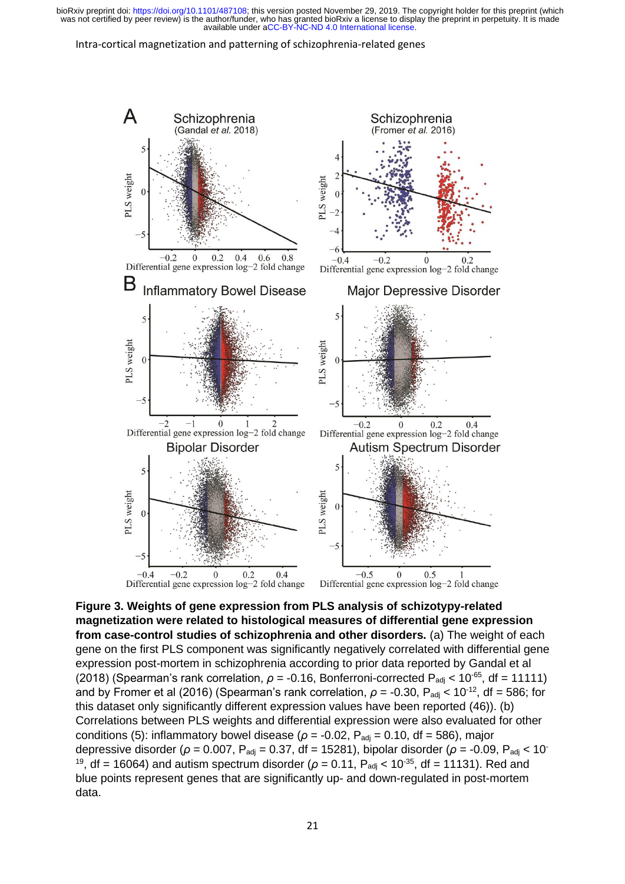**Figure 3. Weights of gene expression from PLS analysis of schizotypy-related magnetization were related to histological measures of differential gene expression from case-control studies of schizophrenia and other disorders.** (a) The weight of each gene on the first PLS component was significantly negatively correlated with differential gene expression post-mortem in schizophrenia according to prior data reported by Gandal et al (2018) (Spearman's rank correlation, $\rho$ = -0.16, Bonferroni-corrected $P_{adj} < 10^{-65}$, df = 11111) and by Fromer et al (2016) (Spearman's rank correlation, $\rho$ = -0.30, $P_{adj} < 10^{-12}$, df = 586; for this dataset only significantly different expression values have been reported (46)). (b) Correlations between PLS weights and differential expression were also evaluated for other conditions (5): inflammatory bowel disease ($\rho$ = -0.02, $P_{adj}$ = 0.10, df = 586), major depressive disorder ($\rho$ = 0.007, $P_{adj}$ = 0.37, df = 15281), bipolar disorder ($\rho$ = -0.09, $P_{adj} < 10^{-19}$, df = 16064) and autism spectrum disorder ($\rho$ = 0.11, $P_{adj} < 10^{-35}$, df = 11131). Red and blue points represent genes that are significantly up- and down-regulated in post-mortem data.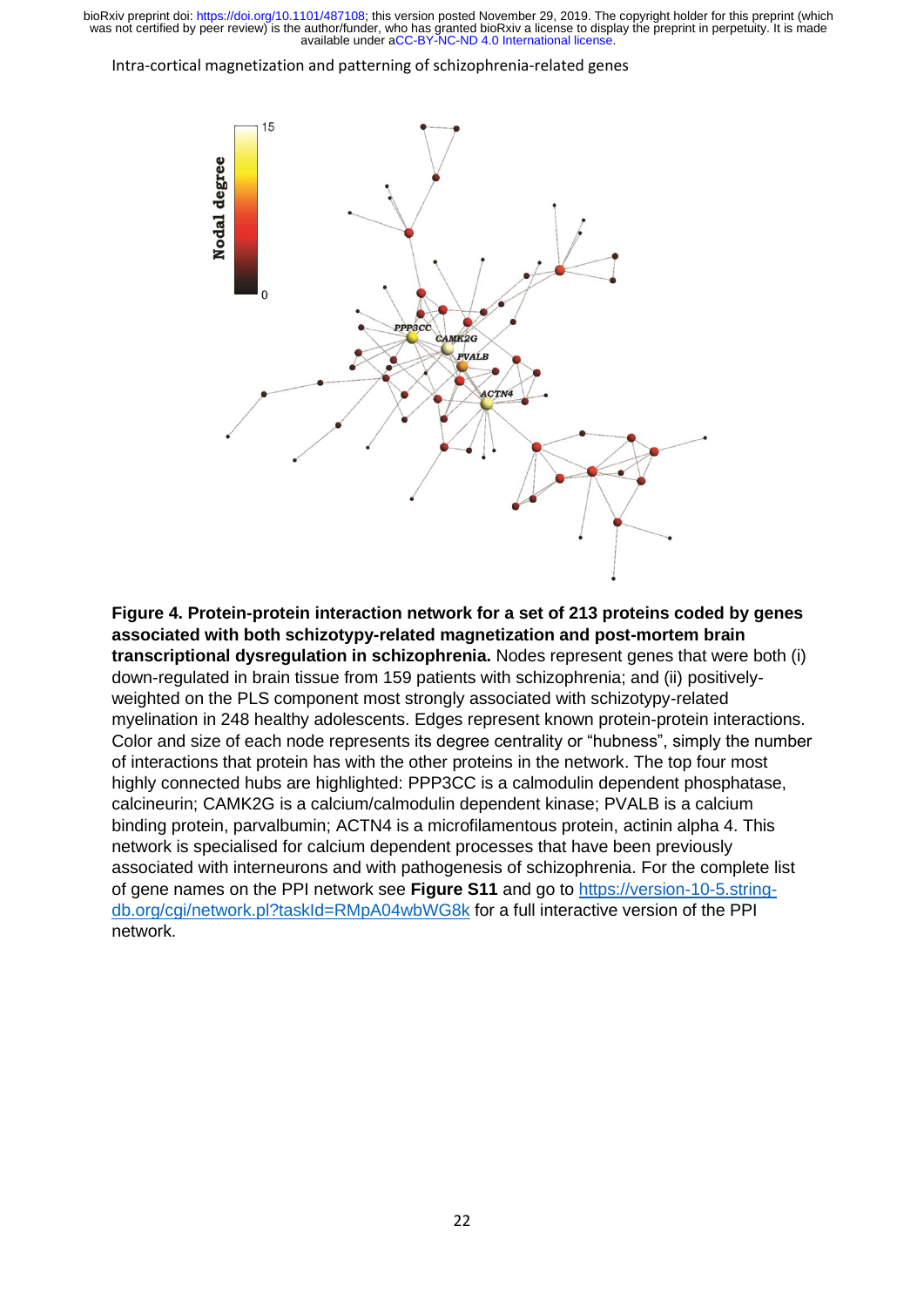**Figure 4. Protein-protein interaction network for a set of 213 proteins coded by genes associated with both schizotypy-related magnetization and post-mortem brain transcriptional dysregulation in schizophrenia.** Nodes represent genes that were both (i) down-regulated in brain tissue from 159 patients with schizophrenia; and (ii) positively-weighted on the PLS component most strongly associated with schizotypy-related myelination in 248 healthy adolescents. Edges represent known protein-protein interactions. Color and size of each node represents its degree centrality or "hubness", simply the number of interactions that protein has with the other proteins in the network. The top four most highly connected hubs are highlighted: PPP3CC is a calmodulin dependent phosphatase, calcineurin; CAMK2G is a calcium/calmodulin dependent kinase; PVALB is a calcium binding protein, parvalbumin; ACTN4 is a microfilamentous protein, actinin alpha 4. This network is specialised for calcium dependent processes that have been previously associated with interneurons and with pathogenesis of schizophrenia. For the complete list of gene names on the PPI network see **Figure S11** and go to https://version-10-5.string-db.org/cgi/network.pl?taskId=RMpA04wbWG8k for a full interactive version of the PPI network.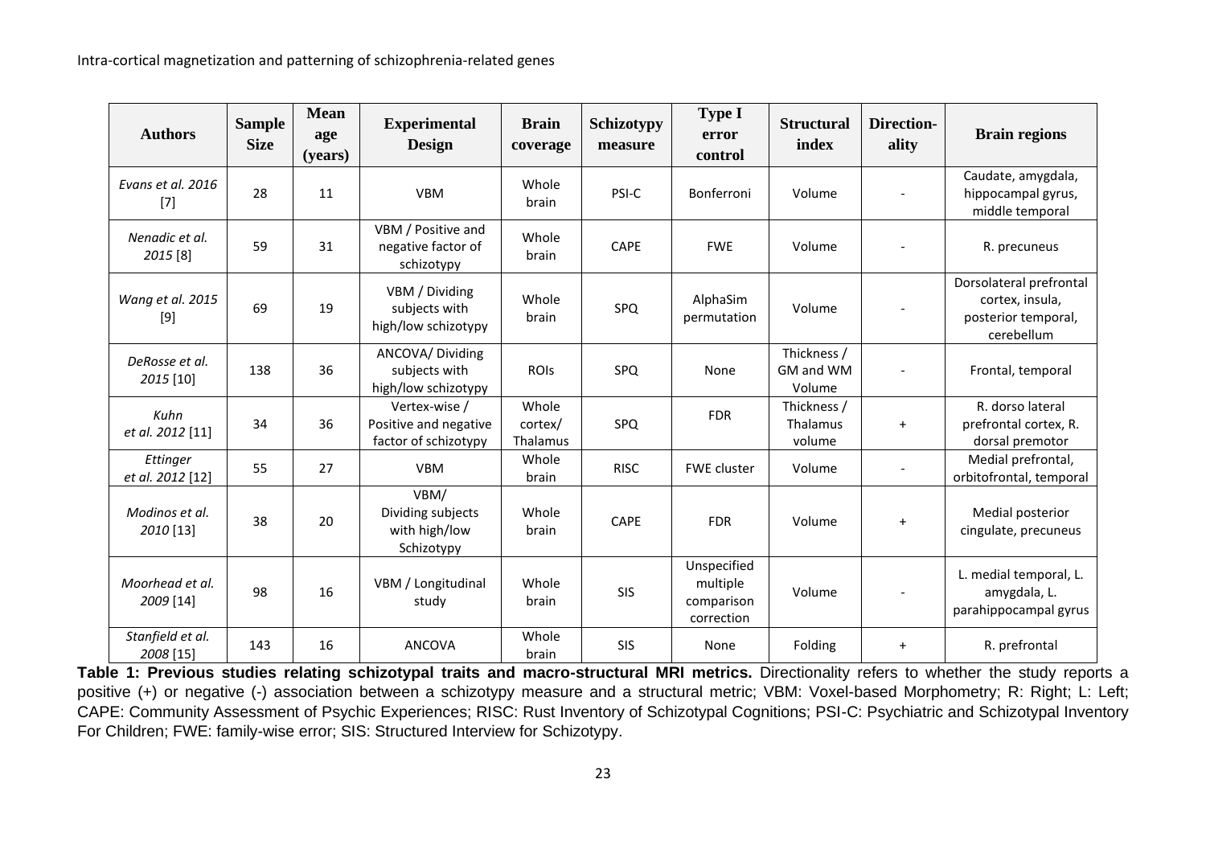| Authors | Sample Size | Mean age (years) | Experimental Design | Brain coverage | Schizotypy measure | Type I error control | Structural index | Direction-ality | Brain regions |
|---|---|---|---|---|---|---|---|---|---|
| *Evans et al. 2016* [7] | 28 | 11 | VBM | Whole brain | PSI-C | Bonferroni | Volume | - | Caudate, amygdala, hippocampal gyrus, middle temporal |
| *Nenadic et al. 2015* [8] | 59 | 31 | VBM / Positive and negative factor of schizotypy | Whole brain | CAPE | FWE | Volume | - | R. precuneus |
| *Wang et al. 2015* [9] | 69 | 19 | VBM / Dividing subjects with high/low schizotypy | Whole brain | SPQ | AlphaSim permutation | Volume | - | Dorsolateral prefrontal cortex, insula, posterior temporal, cerebellum |
| *DeRosse et al. 2015* [10] | 138 | 36 | ANCOVA/ Dividing subjects with high/low schizotypy | ROIs | SPQ | None | Thickness / GM and WM Volume | - | Frontal, temporal |
| *Kuhn et al. 2012* [11] | 34 | 36 | Vertex-wise / Positive and negative factor of schizotypy | Whole cortex/ Thalamus | SPQ | FDR | Thickness / Thalamus volume | + | R. dorso lateral prefrontal cortex, R. dorsal premotor |
| *Ettinger et al. 2012* [12] | 55 | 27 | VBM | Whole brain | RISC | FWE cluster | Volume | - | Medial prefrontal, orbitofrontal, temporal |
| *Modinos et al. 2010* [13] | 38 | 20 | VBM/ Dividing subjects with high/low Schizotypy | Whole brain | CAPE | FDR | Volume | + | Medial posterior cingulate, precuneus |
| *Moorhead et al. 2009* [14] | 98 | 16 | VBM / Longitudinal study | Whole brain | SIS | Unspecified multiple comparison correction | Volume | - | L. medial temporal, L. amygdala, L. parahippocampal gyrus |
| *Stanfield et al. 2008* [15] | 143 | 16 | ANCOVA | Whole brain | SIS | None | Folding | + | R. prefrontal |

**Table 1: Previous studies relating schizotypal traits and macro-structural MRI metrics.** Directionality refers to whether the study reports a positive (+) or negative (-) association between a schizotypy measure and a structural metric; VBM: Voxel-based Morphometry; R: Right; L: Left; CAPE: Community Assessment of Psychic Experiences; RISC: Rust Inventory of Schizotypal Cognitions; PSI-C: Psychiatric and Schizotypal Inventory For Children; FWE: family-wise error; SIS: Structured Interview for Schizotypy.